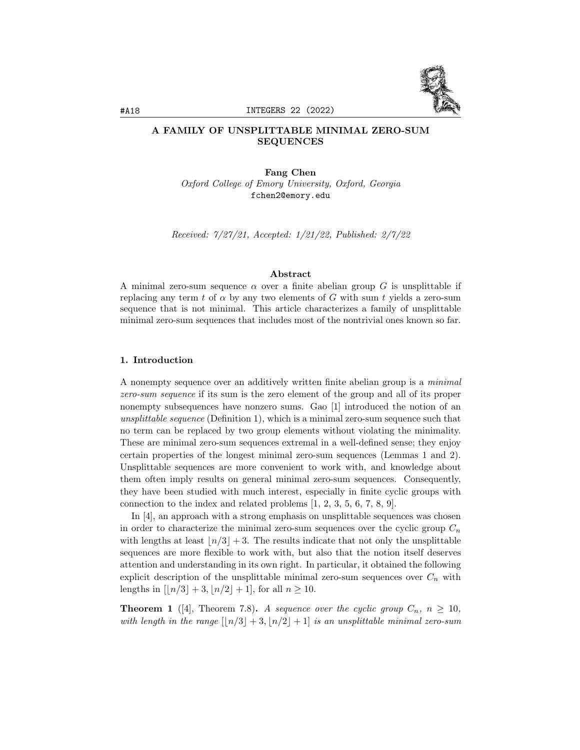# A FAMILY OF UNSPLITTABLE MINIMAL ZERO-SUM SEQUENCES

**Fang Chen**
*Oxford College of Emory University, Oxford, Georgia*
fchen2@emory.edu

*Received: 7/27/21, Accepted: 1/21/22, Published: 2/7/22*

## Abstract

A minimal zero-sum sequence $\alpha$ over a finite abelian group $G$ is unsplittable if replacing any term $t$ of $\alpha$ by any two elements of $G$ with sum $t$ yields a zero-sum sequence that is not minimal. This article characterizes a family of unsplittable minimal zero-sum sequences that includes most of the nontrivial ones known so far.

## 1. Introduction

A nonempty sequence over an additively written finite abelian group is a *minimal zero-sum sequence* if its sum is the zero element of the group and all of its proper nonempty subsequences have nonzero sums. Gao [1] introduced the notion of an *unsplittable sequence* (Definition 1), which is a minimal zero-sum sequence such that no term can be replaced by two group elements without violating the minimality. These are minimal zero-sum sequences extremal in a well-defined sense; they enjoy certain properties of the longest minimal zero-sum sequences (Lemmas 1 and 2). Unsplittable sequences are more convenient to work with, and knowledge about them often imply results on general minimal zero-sum sequences. Consequently, they have been studied with much interest, especially in finite cyclic groups with connection to the index and related problems [1, 2, 3, 5, 6, 7, 8, 9].

In [4], an approach with a strong emphasis on unsplittable sequences was chosen in order to characterize the minimal zero-sum sequences over the cyclic group $C_n$ with lengths at least $\lfloor n/3 \rfloor + 3$. The results indicate that not only the unsplittable sequences are more flexible to work with, but also that the notion itself deserves attention and understanding in its own right. In particular, it obtained the following explicit description of the unsplittable minimal zero-sum sequences over $C_n$ with lengths in $[\lfloor n/3 \rfloor + 3, \lfloor n/2 \rfloor + 1]$, for all $n \geq 10$.

**Theorem 1** ([4], Theorem 7.8)**.** *A sequence over the cyclic group $C_n$, $n \geq 10$, with length in the range $[\lfloor n/3 \rfloor + 3, \lfloor n/2 \rfloor + 1]$ is an unsplittable minimal zero-sum*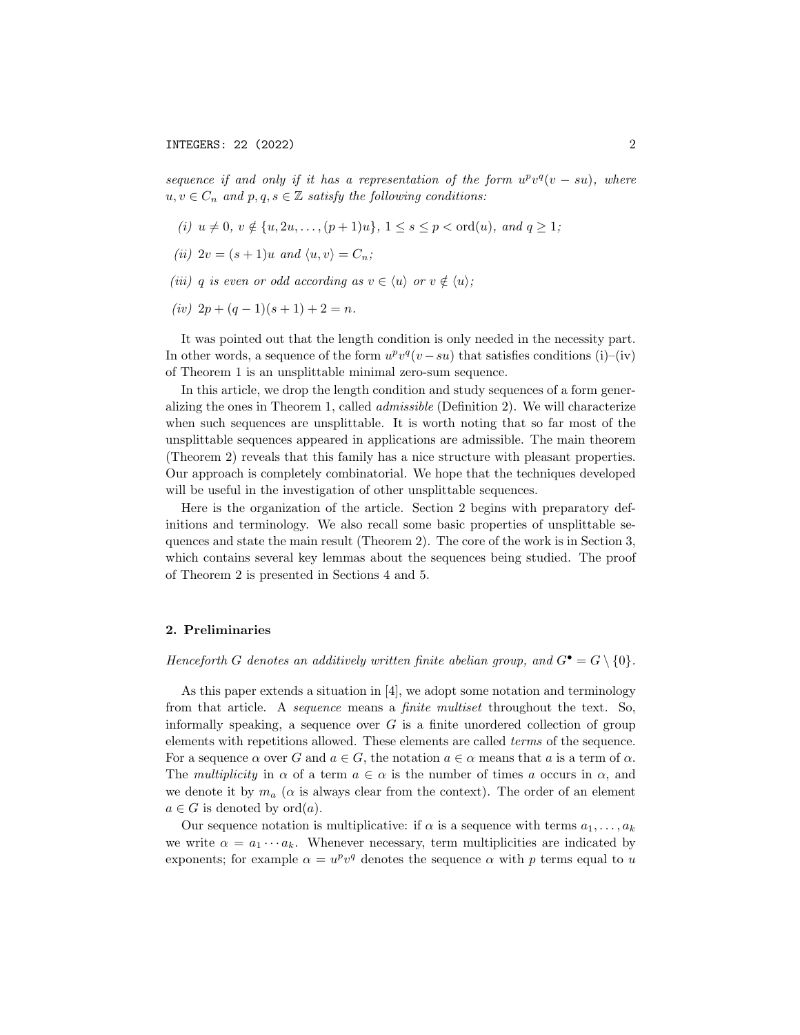*sequence if and only if it has a representation of the form $u^p v^q (v - su)$, where $u, v \in C_n$ and $p, q, s \in \mathbb{Z}$ satisfy the following conditions:*

- *(i) $u \neq 0$, $v \notin \{u, 2u, \ldots, (p+1)u\}$, $1 \leq s \leq p < \mathrm{ord}(u)$, and $q \geq 1$;*
- *(ii) $2v = (s+1)u$ and $\langle u, v \rangle = C_n$;*
- *(iii) $q$ is even or odd according as $v \in \langle u \rangle$ or $v \notin \langle u \rangle$;*
- *(iv) $2p + (q-1)(s+1) + 2 = n$.*

It was pointed out that the length condition is only needed in the necessity part. In other words, a sequence of the form $u^p v^q (v - su)$ that satisfies conditions (i)–(iv) of Theorem 1 is an unsplittable minimal zero-sum sequence.

In this article, we drop the length condition and study sequences of a form generalizing the ones in Theorem 1, called *admissible* (Definition 2). We will characterize when such sequences are unsplittable. It is worth noting that so far most of the unsplittable sequences appeared in applications are admissible. The main theorem (Theorem 2) reveals that this family has a nice structure with pleasant properties. Our approach is completely combinatorial. We hope that the techniques developed will be useful in the investigation of other unsplittable sequences.

Here is the organization of the article. Section 2 begins with preparatory definitions and terminology. We also recall some basic properties of unsplittable sequences and state the main result (Theorem 2). The core of the work is in Section 3, which contains several key lemmas about the sequences being studied. The proof of Theorem 2 is presented in Sections 4 and 5.

## 2. Preliminaries

*Henceforth $G$ denotes an additively written finite abelian group, and $G^\bullet = G \setminus \{0\}$.*

As this paper extends a situation in [4], we adopt some notation and terminology from that article. A *sequence* means a *finite multiset* throughout the text. So, informally speaking, a sequence over $G$ is a finite unordered collection of group elements with repetitions allowed. These elements are called *terms* of the sequence. For a sequence $\alpha$ over $G$ and $a \in G$, the notation $a \in \alpha$ means that $a$ is a term of $\alpha$. The *multiplicity* in $\alpha$ of a term $a \in \alpha$ is the number of times $a$ occurs in $\alpha$, and we denote it by $m_a$ ($\alpha$ is always clear from the context). The order of an element $a \in G$ is denoted by $\mathrm{ord}(a)$.

Our sequence notation is multiplicative: if $\alpha$ is a sequence with terms $a_1, \ldots, a_k$ we write $\alpha = a_1 \cdots a_k$. Whenever necessary, term multiplicities are indicated by exponents; for example $\alpha = u^p v^q$ denotes the sequence $\alpha$ with $p$ terms equal to $u$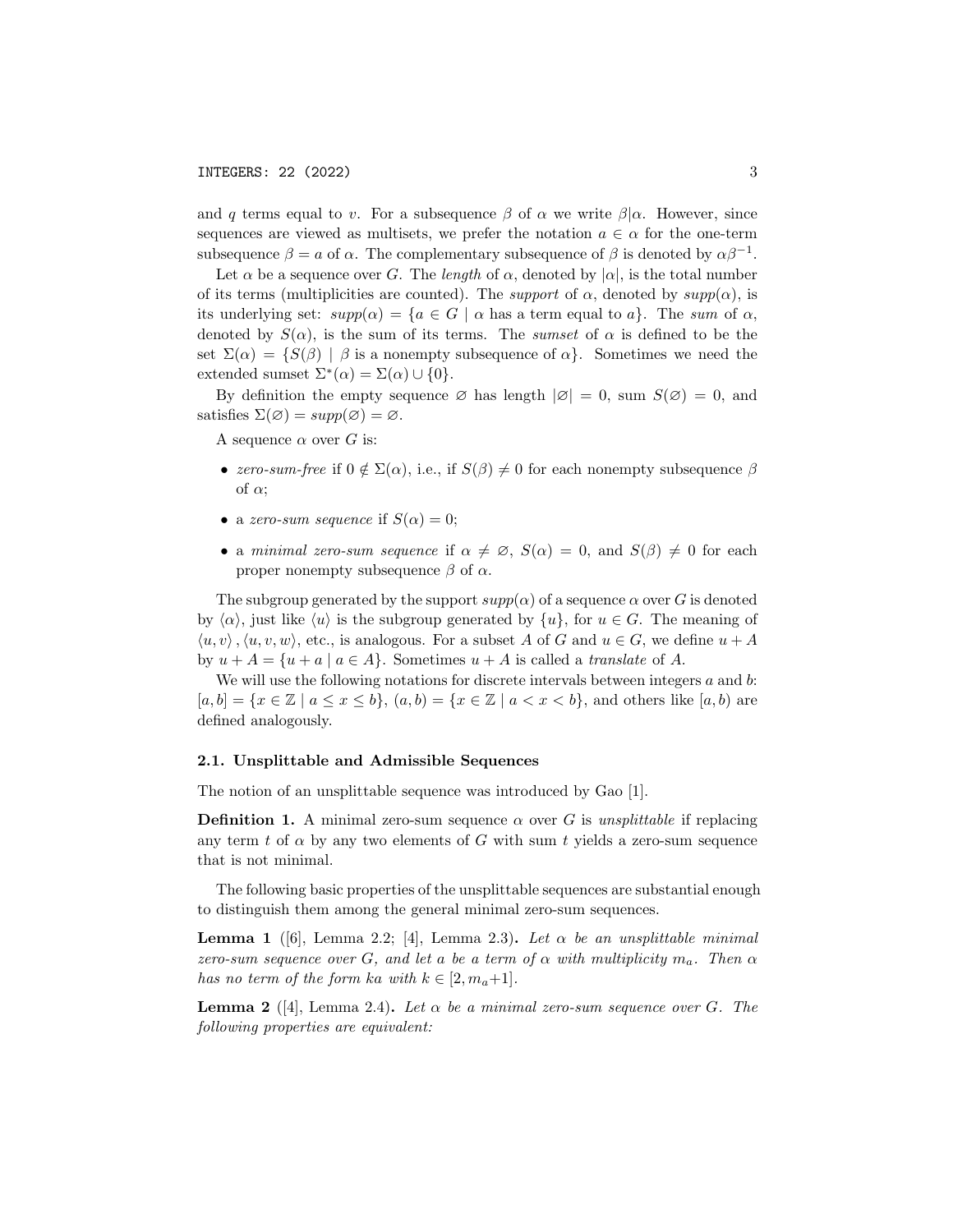and $q$ terms equal to $v$. For a subsequence $\beta$ of $\alpha$ we write $\beta|\alpha$. However, since sequences are viewed as multisets, we prefer the notation $a \in \alpha$ for the one-term subsequence $\beta = a$ of $\alpha$. The complementary subsequence of $\beta$ is denoted by $\alpha\beta^{-1}$.

Let $\alpha$ be a sequence over $G$. The *length* of $\alpha$, denoted by $|\alpha|$, is the total number of its terms (multiplicities are counted). The *support* of $\alpha$, denoted by $supp(\alpha)$, is its underlying set: $supp(\alpha) = \{a \in G \mid \alpha \text{ has a term equal to } a\}$. The *sum* of $\alpha$, denoted by $S(\alpha)$, is the sum of its terms. The *sumset* of $\alpha$ is defined to be the set $\Sigma(\alpha) = \{S(\beta) \mid \beta \text{ is a nonempty subsequence of } \alpha\}$. Sometimes we need the extended sumset $\Sigma^*(\alpha) = \Sigma(\alpha) \cup \{0\}$.

By definition the empty sequence $\varnothing$ has length $|\varnothing| = 0$, sum $S(\varnothing) = 0$, and satisfies $\Sigma(\varnothing) = supp(\varnothing) = \varnothing$.

A sequence $\alpha$ over $G$ is:

- *zero-sum-free* if $0 \notin \Sigma(\alpha)$, i.e., if $S(\beta) \neq 0$ for each nonempty subsequence $\beta$ of $\alpha$;
- a *zero-sum sequence* if $S(\alpha) = 0$;
- a *minimal zero-sum sequence* if $\alpha \neq \varnothing$, $S(\alpha) = 0$, and $S(\beta) \neq 0$ for each proper nonempty subsequence $\beta$ of $\alpha$.

The subgroup generated by the support $supp(\alpha)$ of a sequence $\alpha$ over $G$ is denoted by $\langle\alpha\rangle$, just like $\langle u\rangle$ is the subgroup generated by $\{u\}$, for $u \in G$. The meaning of $\langle u, v\rangle$, $\langle u, v, w\rangle$, etc., is analogous. For a subset $A$ of $G$ and $u \in G$, we define $u + A$ by $u + A = \{u + a \mid a \in A\}$. Sometimes $u + A$ is called a *translate* of $A$.

We will use the following notations for discrete intervals between integers $a$ and $b$: $[a, b] = \{x \in \mathbb{Z} \mid a \leq x \leq b\}$, $(a, b) = \{x \in \mathbb{Z} \mid a < x < b\}$, and others like $[a, b)$ are defined analogously.

### 2.1. Unsplittable and Admissible Sequences

The notion of an unsplittable sequence was introduced by Gao [1].

**Definition 1.** A minimal zero-sum sequence $\alpha$ over $G$ is *unsplittable* if replacing any term $t$ of $\alpha$ by any two elements of $G$ with sum $t$ yields a zero-sum sequence that is not minimal.

The following basic properties of the unsplittable sequences are substantial enough to distinguish them among the general minimal zero-sum sequences.

**Lemma 1** ([6], Lemma 2.2; [4], Lemma 2.3)**.** *Let $\alpha$ be an unsplittable minimal zero-sum sequence over $G$, and let $a$ be a term of $\alpha$ with multiplicity $m_a$. Then $\alpha$ has no term of the form $ka$ with $k \in [2, m_a+1]$.*

**Lemma 2** ([4], Lemma 2.4)**.** *Let $\alpha$ be a minimal zero-sum sequence over $G$. The following properties are equivalent:*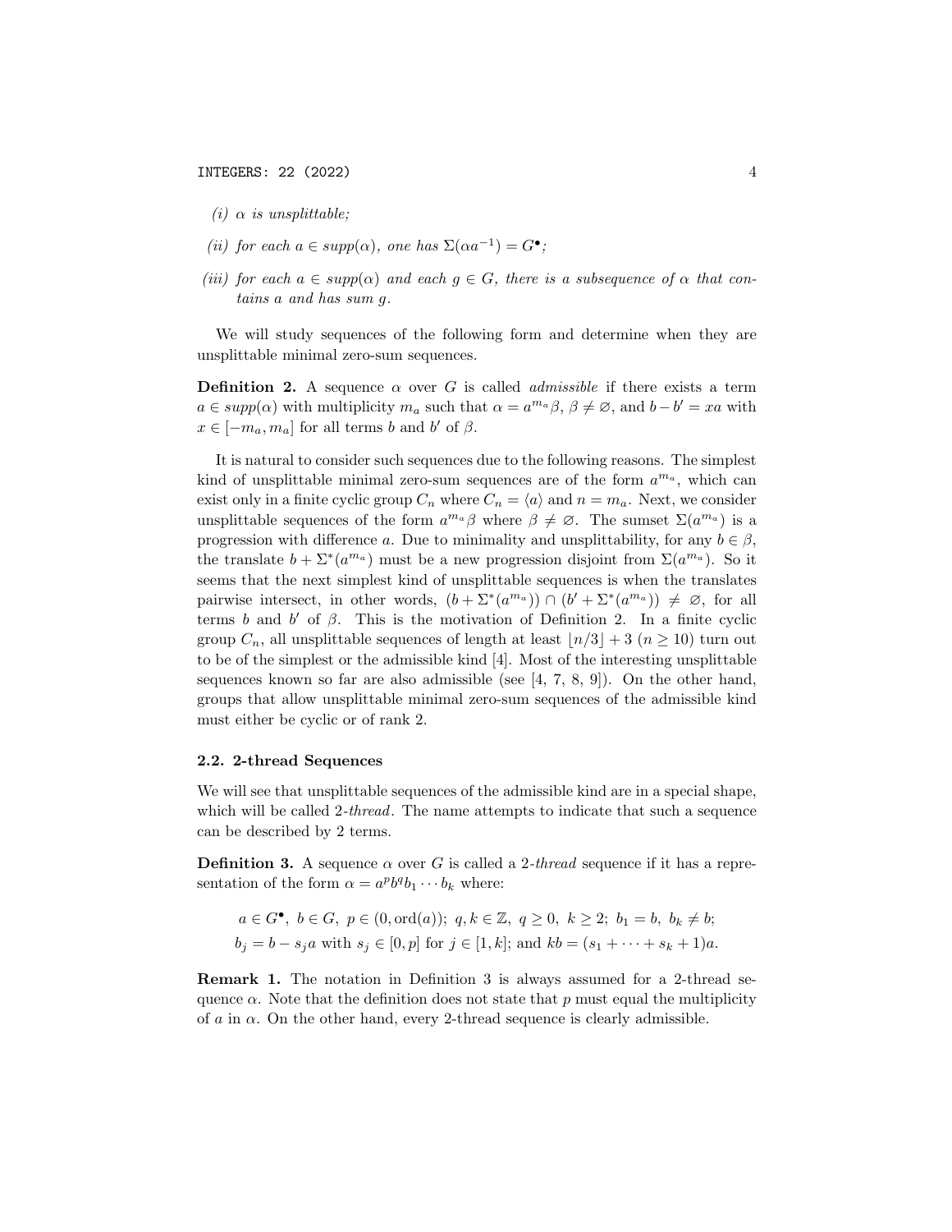*(i) $\alpha$ is unsplittable;*

*(ii) for each $a \in supp(\alpha)$, one has $\Sigma(\alpha a^{-1}) = G^{\bullet}$;*

*(iii) for each $a \in supp(\alpha)$ and each $g \in G$, there is a subsequence of $\alpha$ that contains $a$ and has sum $g$.*

We will study sequences of the following form and determine when they are unsplittable minimal zero-sum sequences.

**Definition 2.** A sequence $\alpha$ over $G$ is called *admissible* if there exists a term $a \in supp(\alpha)$ with multiplicity $m_a$ such that $\alpha = a^{m_a}\beta$, $\beta \neq \varnothing$, and $b - b' = xa$ with $x \in [-m_a, m_a]$ for all terms $b$ and $b'$ of $\beta$.

It is natural to consider such sequences due to the following reasons. The simplest kind of unsplittable minimal zero-sum sequences are of the form $a^{m_a}$, which can exist only in a finite cyclic group $C_n$ where $C_n = \langle a \rangle$ and $n = m_a$. Next, we consider unsplittable sequences of the form $a^{m_a}\beta$ where $\beta \neq \varnothing$. The sumset $\Sigma(a^{m_a})$ is a progression with difference $a$. Due to minimality and unsplittability, for any $b \in \beta$, the translate $b + \Sigma^*(a^{m_a})$ must be a new progression disjoint from $\Sigma(a^{m_a})$. So it seems that the next simplest kind of unsplittable sequences is when the translates pairwise intersect, in other words, $(b + \Sigma^*(a^{m_a})) \cap (b' + \Sigma^*(a^{m_a})) \neq \varnothing$, for all terms $b$ and $b'$ of $\beta$. This is the motivation of Definition 2. In a finite cyclic group $C_n$, all unsplittable sequences of length at least $\lfloor n/3 \rfloor + 3$ ($n \geq 10$) turn out to be of the simplest or the admissible kind [4]. Most of the interesting unsplittable sequences known so far are also admissible (see [4, 7, 8, 9]). On the other hand, groups that allow unsplittable minimal zero-sum sequences of the admissible kind must either be cyclic or of rank 2.

### 2.2. 2-thread Sequences

We will see that unsplittable sequences of the admissible kind are in a special shape, which will be called *2-thread*. The name attempts to indicate that such a sequence can be described by 2 terms.

**Definition 3.** A sequence $\alpha$ over $G$ is called a *2-thread* sequence if it has a representation of the form $\alpha = a^p b^q b_1 \cdots b_k$ where:

$$a \in G^{\bullet},\ b \in G,\ p \in (0, \operatorname{ord}(a));\ q, k \in \mathbb{Z},\ q \geq 0,\ k \geq 2;\ b_1 = b,\ b_k \neq b;$$
$$b_j = b - s_j a \text{ with } s_j \in [0, p] \text{ for } j \in [1, k]; \text{ and } kb = (s_1 + \cdots + s_k + 1)a.$$

**Remark 1.** The notation in Definition 3 is always assumed for a 2-thread sequence $\alpha$. Note that the definition does not state that $p$ must equal the multiplicity of $a$ in $\alpha$. On the other hand, every 2-thread sequence is clearly admissible.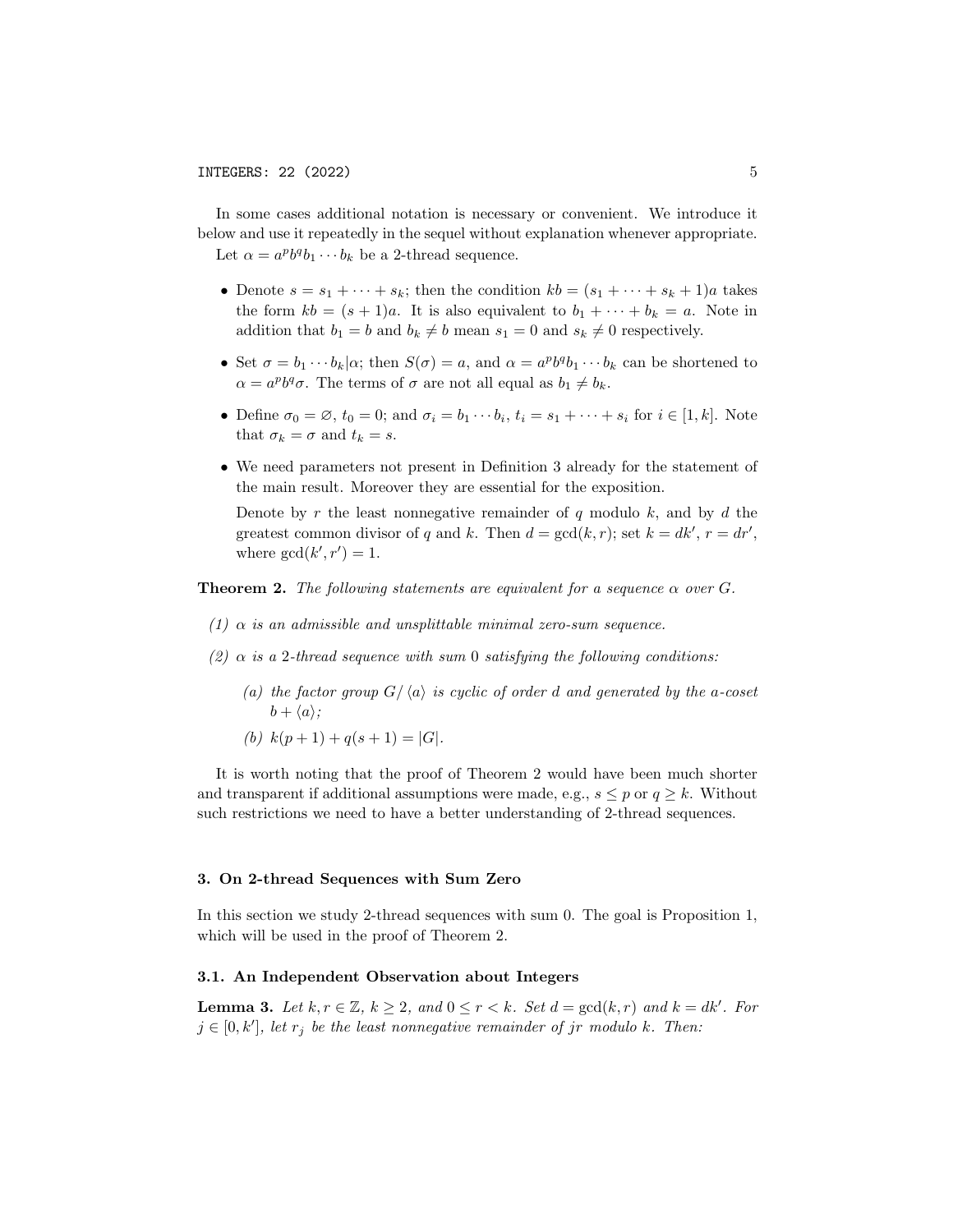In some cases additional notation is necessary or convenient. We introduce it below and use it repeatedly in the sequel without explanation whenever appropriate.

Let $\alpha = a^p b^q b_1 \cdots b_k$ be a 2-thread sequence.

- Denote $s = s_1 + \cdots + s_k$; then the condition $kb = (s_1 + \cdots + s_k + 1)a$ takes the form $kb = (s+1)a$. It is also equivalent to $b_1 + \cdots + b_k = a$. Note in addition that $b_1 = b$ and $b_k \neq b$ mean $s_1 = 0$ and $s_k \neq 0$ respectively.
- Set $\sigma = b_1 \cdots b_k | \alpha$; then $S(\sigma) = a$, and $\alpha = a^p b^q b_1 \cdots b_k$ can be shortened to $\alpha = a^p b^q \sigma$. The terms of $\sigma$ are not all equal as $b_1 \neq b_k$.
- Define $\sigma_0 = \varnothing$, $t_0 = 0$; and $\sigma_i = b_1 \cdots b_i$, $t_i = s_1 + \cdots + s_i$ for $i \in [1, k]$. Note that $\sigma_k = \sigma$ and $t_k = s$.
- We need parameters not present in Definition 3 already for the statement of the main result. Moreover they are essential for the exposition.

  Denote by $r$ the least nonnegative remainder of $q$ modulo $k$, and by $d$ the greatest common divisor of $q$ and $k$. Then $d = \gcd(k, r)$; set $k = dk'$, $r = dr'$, where $\gcd(k', r') = 1$.

**Theorem 2.** *The following statements are equivalent for a sequence $\alpha$ over $G$.*

*(1) $\alpha$ is an admissible and unsplittable minimal zero-sum sequence.*

*(2) $\alpha$ is a 2-thread sequence with sum 0 satisfying the following conditions:*

*(a) the factor group $G/\langle a\rangle$ is cyclic of order $d$ and generated by the a-coset $b + \langle a\rangle$;*

*(b) $k(p+1) + q(s+1) = |G|$.*

It is worth noting that the proof of Theorem 2 would have been much shorter and transparent if additional assumptions were made, e.g., $s \leq p$ or $q \geq k$. Without such restrictions we need to have a better understanding of 2-thread sequences.

## 3. On 2-thread Sequences with Sum Zero

In this section we study 2-thread sequences with sum 0. The goal is Proposition 1, which will be used in the proof of Theorem 2.

### 3.1. An Independent Observation about Integers

**Lemma 3.** *Let $k, r \in \mathbb{Z}$, $k \geq 2$, and $0 \leq r < k$. Set $d = \gcd(k, r)$ and $k = dk'$. For $j \in [0, k']$, let $r_j$ be the least nonnegative remainder of $jr$ modulo $k$. Then:*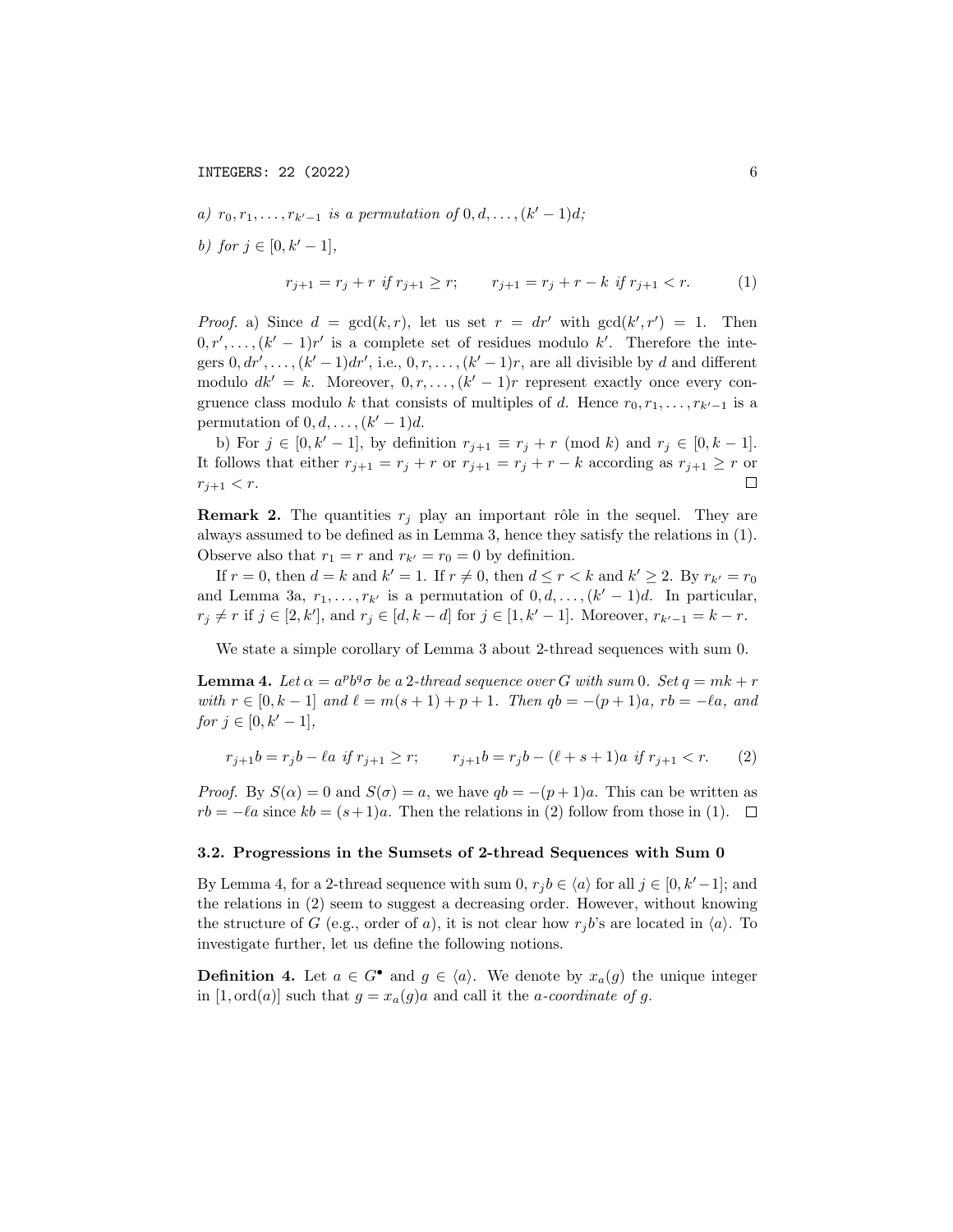*a)* $r_0, r_1, \ldots, r_{k'-1}$ *is a permutation of* $0, d, \ldots, (k'-1)d$;

*b) for* $j \in [0, k'-1]$,

$$r_{j+1} = r_j + r \text{ if } r_{j+1} \geq r; \qquad r_{j+1} = r_j + r - k \text{ if } r_{j+1} < r. \tag{1}$$

*Proof.* a) Since $d = \gcd(k, r)$, let us set $r = dr'$ with $\gcd(k', r') = 1$. Then $0, r', \ldots, (k'-1)r'$ is a complete set of residues modulo $k'$. Therefore the integers $0, dr', \ldots, (k'-1)dr'$, i.e., $0, r, \ldots, (k'-1)r$, are all divisible by $d$ and different modulo $dk' = k$. Moreover, $0, r, \ldots, (k'-1)r$ represent exactly once every congruence class modulo $k$ that consists of multiples of $d$. Hence $r_0, r_1, \ldots, r_{k'-1}$ is a permutation of $0, d, \ldots, (k'-1)d$.

b) For $j \in [0, k'-1]$, by definition $r_{j+1} \equiv r_j + r \pmod{k}$ and $r_j \in [0, k-1]$. It follows that either $r_{j+1} = r_j + r$ or $r_{j+1} = r_j + r - k$ according as $r_{j+1} \geq r$ or $r_{j+1} < r$. ∎

**Remark 2.** The quantities $r_j$ play an important rôle in the sequel. They are always assumed to be defined as in Lemma 3, hence they satisfy the relations in (1). Observe also that $r_1 = r$ and $r_{k'} = r_0 = 0$ by definition.

If $r = 0$, then $d = k$ and $k' = 1$. If $r \neq 0$, then $d \leq r < k$ and $k' \geq 2$. By $r_{k'} = r_0$ and Lemma 3a, $r_1, \ldots, r_{k'}$ is a permutation of $0, d, \ldots, (k'-1)d$. In particular, $r_j \neq r$ if $j \in [2, k']$, and $r_j \in [d, k-d]$ for $j \in [1, k'-1]$. Moreover, $r_{k'-1} = k - r$.

We state a simple corollary of Lemma 3 about 2-thread sequences with sum 0.

**Lemma 4.** *Let* $\alpha = a^p b^q \sigma$ *be a* 2*-thread sequence over* $G$ *with sum* 0*. Set* $q = mk + r$ *with* $r \in [0, k-1]$ *and* $\ell = m(s+1) + p + 1$*. Then* $qb = -(p+1)a$*,* $rb = -\ell a$*, and for* $j \in [0, k'-1]$,

$$r_{j+1}b = r_j b - \ell a \text{ if } r_{j+1} \geq r; \qquad r_{j+1}b = r_j b - (\ell + s + 1)a \text{ if } r_{j+1} < r. \tag{2}$$

*Proof.* By $S(\alpha) = 0$ and $S(\sigma) = a$, we have $qb = -(p+1)a$. This can be written as $rb = -\ell a$ since $kb = (s+1)a$. Then the relations in (2) follow from those in (1). ∎

### 3.2. Progressions in the Sumsets of 2-thread Sequences with Sum 0

By Lemma 4, for a 2-thread sequence with sum 0, $r_j b \in \langle a \rangle$ for all $j \in [0, k'-1]$; and the relations in (2) seem to suggest a decreasing order. However, without knowing the structure of $G$ (e.g., order of $a$), it is not clear how $r_j b$'s are located in $\langle a \rangle$. To investigate further, let us define the following notions.

**Definition 4.** Let $a \in G^\bullet$ and $g \in \langle a \rangle$. We denote by $x_a(g)$ the unique integer in $[1, \operatorname{ord}(a)]$ such that $g = x_a(g)a$ and call it the *a-coordinate of* $g$.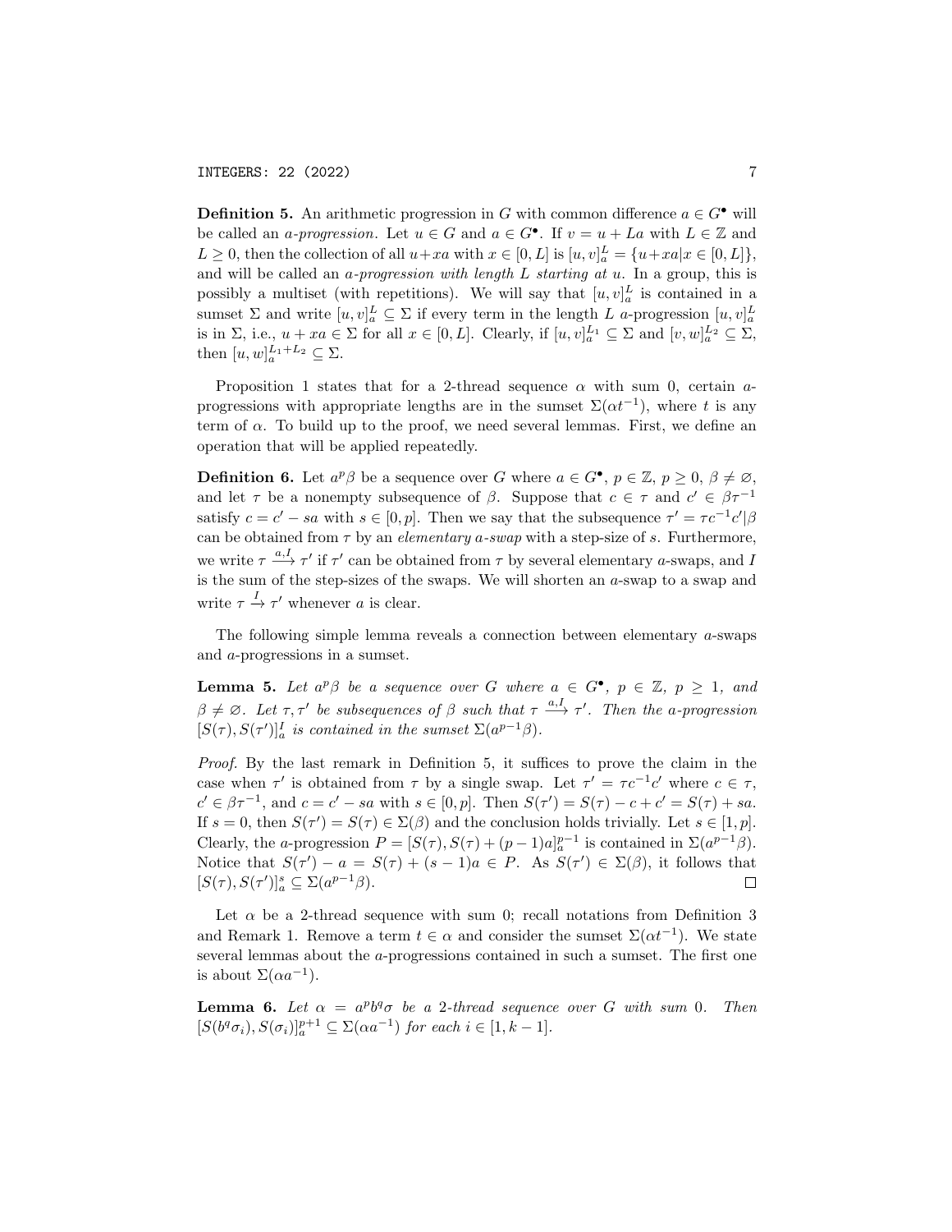**Definition 5.** An arithmetic progression in $G$ with common difference $a \in G^\bullet$ will be called an *a-progression*. Let $u \in G$ and $a \in G^\bullet$. If $v = u + La$ with $L \in \mathbb{Z}$ and $L \geq 0$, then the collection of all $u+xa$ with $x \in [0, L]$ is $[u, v]_a^L = \{u+xa | x \in [0, L]\}$, and will be called an *a-progression with length $L$ starting at $u$*. In a group, this is possibly a multiset (with repetitions). We will say that $[u, v]_a^L$ is contained in a sumset $\Sigma$ and write $[u, v]_a^L \subseteq \Sigma$ if every term in the length $L$ $a$-progression $[u, v]_a^L$ is in $\Sigma$, i.e., $u + xa \in \Sigma$ for all $x \in [0, L]$. Clearly, if $[u, v]_a^{L_1} \subseteq \Sigma$ and $[v, w]_a^{L_2} \subseteq \Sigma$, then $[u, w]_a^{L_1+L_2} \subseteq \Sigma$.

Proposition 1 states that for a 2-thread sequence $\alpha$ with sum 0, certain $a$-progressions with appropriate lengths are in the sumset $\Sigma(\alpha t^{-1})$, where $t$ is any term of $\alpha$. To build up to the proof, we need several lemmas. First, we define an operation that will be applied repeatedly.

**Definition 6.** Let $a^p\beta$ be a sequence over $G$ where $a \in G^\bullet$, $p \in \mathbb{Z}$, $p \geq 0$, $\beta \neq \varnothing$, and let $\tau$ be a nonempty subsequence of $\beta$. Suppose that $c \in \tau$ and $c' \in \beta\tau^{-1}$ satisfy $c = c' - sa$ with $s \in [0, p]$. Then we say that the subsequence $\tau' = \tau c^{-1}c' | \beta$ can be obtained from $\tau$ by an *elementary a-swap* with a step-size of $s$. Furthermore, we write $\tau \xrightarrow{a,I} \tau'$ if $\tau'$ can be obtained from $\tau$ by several elementary $a$-swaps, and $I$ is the sum of the step-sizes of the swaps. We will shorten an $a$-swap to a swap and write $\tau \xrightarrow{I} \tau'$ whenever $a$ is clear.

The following simple lemma reveals a connection between elementary $a$-swaps and $a$-progressions in a sumset.

**Lemma 5.** *Let $a^p\beta$ be a sequence over $G$ where $a \in G^\bullet$, $p \in \mathbb{Z}$, $p \geq 1$, and $\beta \neq \varnothing$. Let $\tau, \tau'$ be subsequences of $\beta$ such that $\tau \xrightarrow{a,I} \tau'$. Then the a-progression $[S(\tau), S(\tau')]_a^I$ is contained in the sumset $\Sigma(a^{p-1}\beta)$.*

*Proof.* By the last remark in Definition 5, it suffices to prove the claim in the case when $\tau'$ is obtained from $\tau$ by a single swap. Let $\tau' = \tau c^{-1}c'$ where $c \in \tau$, $c' \in \beta\tau^{-1}$, and $c = c' - sa$ with $s \in [0, p]$. Then $S(\tau') = S(\tau) - c + c' = S(\tau) + sa$. If $s = 0$, then $S(\tau') = S(\tau) \in \Sigma(\beta)$ and the conclusion holds trivially. Let $s \in [1, p]$. Clearly, the $a$-progression $P = [S(\tau), S(\tau) + (p-1)a]_a^{p-1}$ is contained in $\Sigma(a^{p-1}\beta)$. Notice that $S(\tau') - a = S(\tau) + (s-1)a \in P$. As $S(\tau') \in \Sigma(\beta)$, it follows that $[S(\tau), S(\tau')]_a^s \subseteq \Sigma(a^{p-1}\beta)$. $\square$

Let $\alpha$ be a 2-thread sequence with sum 0; recall notations from Definition 3 and Remark 1. Remove a term $t \in \alpha$ and consider the sumset $\Sigma(\alpha t^{-1})$. We state several lemmas about the $a$-progressions contained in such a sumset. The first one is about $\Sigma(\alpha a^{-1})$.

**Lemma 6.** *Let $\alpha = a^p b^q \sigma$ be a 2-thread sequence over $G$ with sum 0. Then $[S(b^q\sigma_i), S(\sigma_i)]_a^{p+1} \subseteq \Sigma(\alpha a^{-1})$ for each $i \in [1, k-1]$.*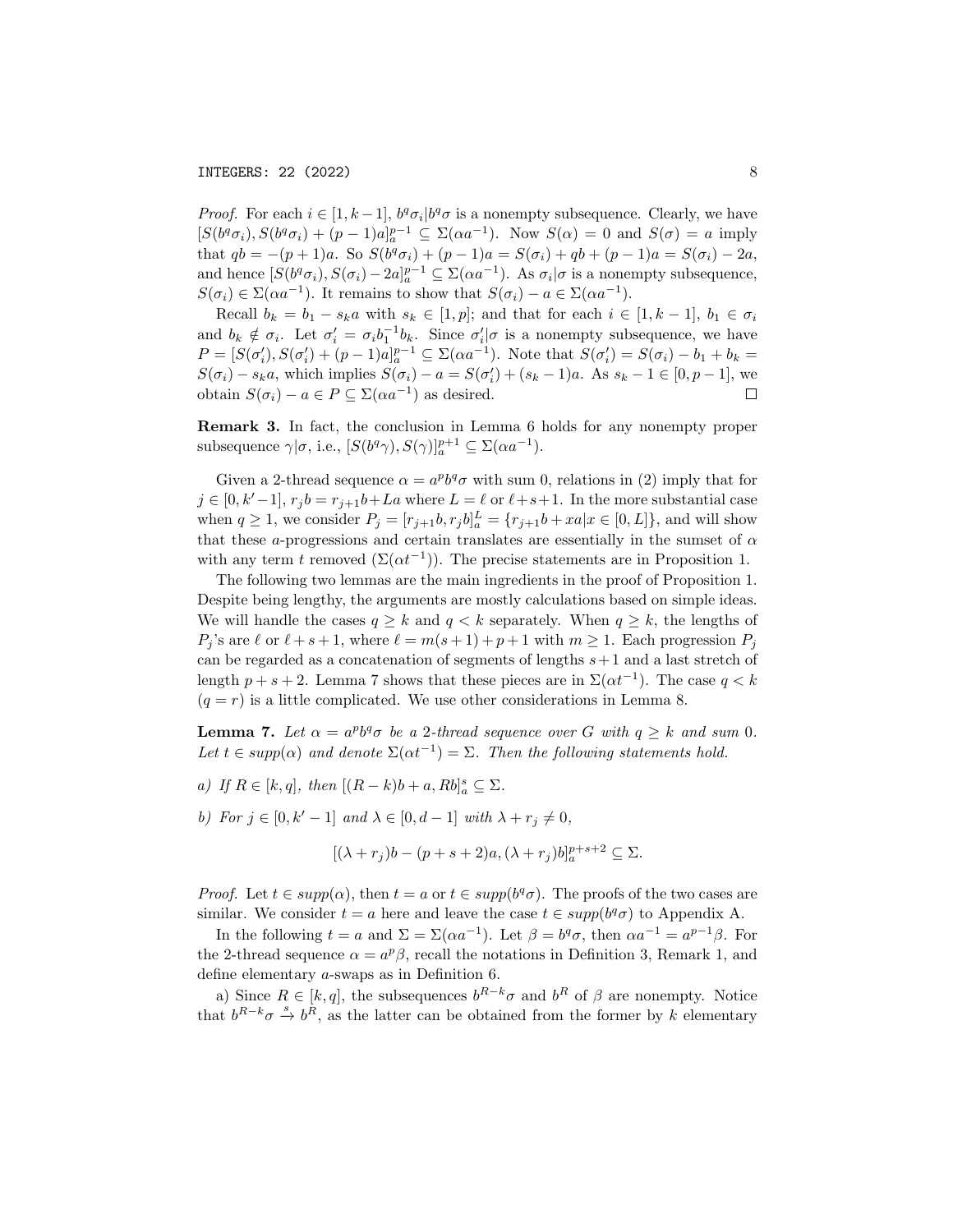*Proof.* For each $i \in [1, k-1]$, $b^q\sigma_i | b^q\sigma$ is a nonempty subsequence. Clearly, we have $[S(b^q\sigma_i), S(b^q\sigma_i) + (p-1)a]_a^{p-1} \subseteq \Sigma(\alpha a^{-1})$. Now $S(\alpha) = 0$ and $S(\sigma) = a$ imply that $qb = -(p+1)a$. So $S(b^q\sigma_i) + (p-1)a = S(\sigma_i) + qb + (p-1)a = S(\sigma_i) - 2a$, and hence $[S(b^q\sigma_i), S(\sigma_i) - 2a]_a^{p-1} \subseteq \Sigma(\alpha a^{-1})$. As $\sigma_i | \sigma$ is a nonempty subsequence, $S(\sigma_i) \in \Sigma(\alpha a^{-1})$. It remains to show that $S(\sigma_i) - a \in \Sigma(\alpha a^{-1})$.

Recall $b_k = b_1 - s_k a$ with $s_k \in [1, p]$; and that for each $i \in [1, k-1]$, $b_1 \in \sigma_i$ and $b_k \notin \sigma_i$. Let $\sigma_i' = \sigma_i b_1^{-1} b_k$. Since $\sigma_i' | \sigma$ is a nonempty subsequence, we have $P = [S(\sigma_i'), S(\sigma_i') + (p-1)a]_a^{p-1} \subseteq \Sigma(\alpha a^{-1})$. Note that $S(\sigma_i') = S(\sigma_i) - b_1 + b_k = S(\sigma_i) - s_k a$, which implies $S(\sigma_i) - a = S(\sigma_i') + (s_k - 1)a$. As $s_k - 1 \in [0, p-1]$, we obtain $S(\sigma_i) - a \in P \subseteq \Sigma(\alpha a^{-1})$ as desired. $\square$

**Remark 3.** In fact, the conclusion in Lemma 6 holds for any nonempty proper subsequence $\gamma | \sigma$, i.e., $[S(b^q\gamma), S(\gamma)]_a^{p+1} \subseteq \Sigma(\alpha a^{-1})$.

Given a 2-thread sequence $\alpha = a^p b^q \sigma$ with sum 0, relations in (2) imply that for $j \in [0, k'-1]$, $r_j b = r_{j+1} b + La$ where $L = \ell$ or $\ell + s + 1$. In the more substantial case when $q \geq 1$, we consider $P_j = [r_{j+1} b, r_j b]_a^L = \{r_{j+1} b + xa | x \in [0, L]\}$, and will show that these $a$-progressions and certain translates are essentially in the sumset of $\alpha$ with any term $t$ removed ($\Sigma(\alpha t^{-1})$). The precise statements are in Proposition 1.

The following two lemmas are the main ingredients in the proof of Proposition 1. Despite being lengthy, the arguments are mostly calculations based on simple ideas. We will handle the cases $q \geq k$ and $q < k$ separately. When $q \geq k$, the lengths of $P_j$'s are $\ell$ or $\ell + s + 1$, where $\ell = m(s+1) + p + 1$ with $m \geq 1$. Each progression $P_j$ can be regarded as a concatenation of segments of lengths $s+1$ and a last stretch of length $p + s + 2$. Lemma 7 shows that these pieces are in $\Sigma(\alpha t^{-1})$. The case $q < k$ ($q = r$) is a little complicated. We use other considerations in Lemma 8.

**Lemma 7.** *Let $\alpha = a^p b^q \sigma$ be a 2-thread sequence over $G$ with $q \geq k$ and sum 0. Let $t \in supp(\alpha)$ and denote $\Sigma(\alpha t^{-1}) = \Sigma$. Then the following statements hold.*

*a) If $R \in [k, q]$, then $[(R-k)b + a, Rb]_a^s \subseteq \Sigma$.*

*b) For $j \in [0, k'-1]$ and $\lambda \in [0, d-1]$ with $\lambda + r_j \neq 0$,*

$$[(\lambda + r_j)b - (p+s+2)a, (\lambda + r_j)b]_a^{p+s+2} \subseteq \Sigma.$$

*Proof.* Let $t \in supp(\alpha)$, then $t = a$ or $t \in supp(b^q\sigma)$. The proofs of the two cases are similar. We consider $t = a$ here and leave the case $t \in supp(b^q\sigma)$ to Appendix A.

In the following $t = a$ and $\Sigma = \Sigma(\alpha a^{-1})$. Let $\beta = b^q\sigma$, then $\alpha a^{-1} = a^{p-1}\beta$. For the 2-thread sequence $\alpha = a^p\beta$, recall the notations in Definition 3, Remark 1, and define elementary $a$-swaps as in Definition 6.

a) Since $R \in [k, q]$, the subsequences $b^{R-k}\sigma$ and $b^R$ of $\beta$ are nonempty. Notice that $b^{R-k}\sigma \xrightarrow{s} b^R$, as the latter can be obtained from the former by $k$ elementary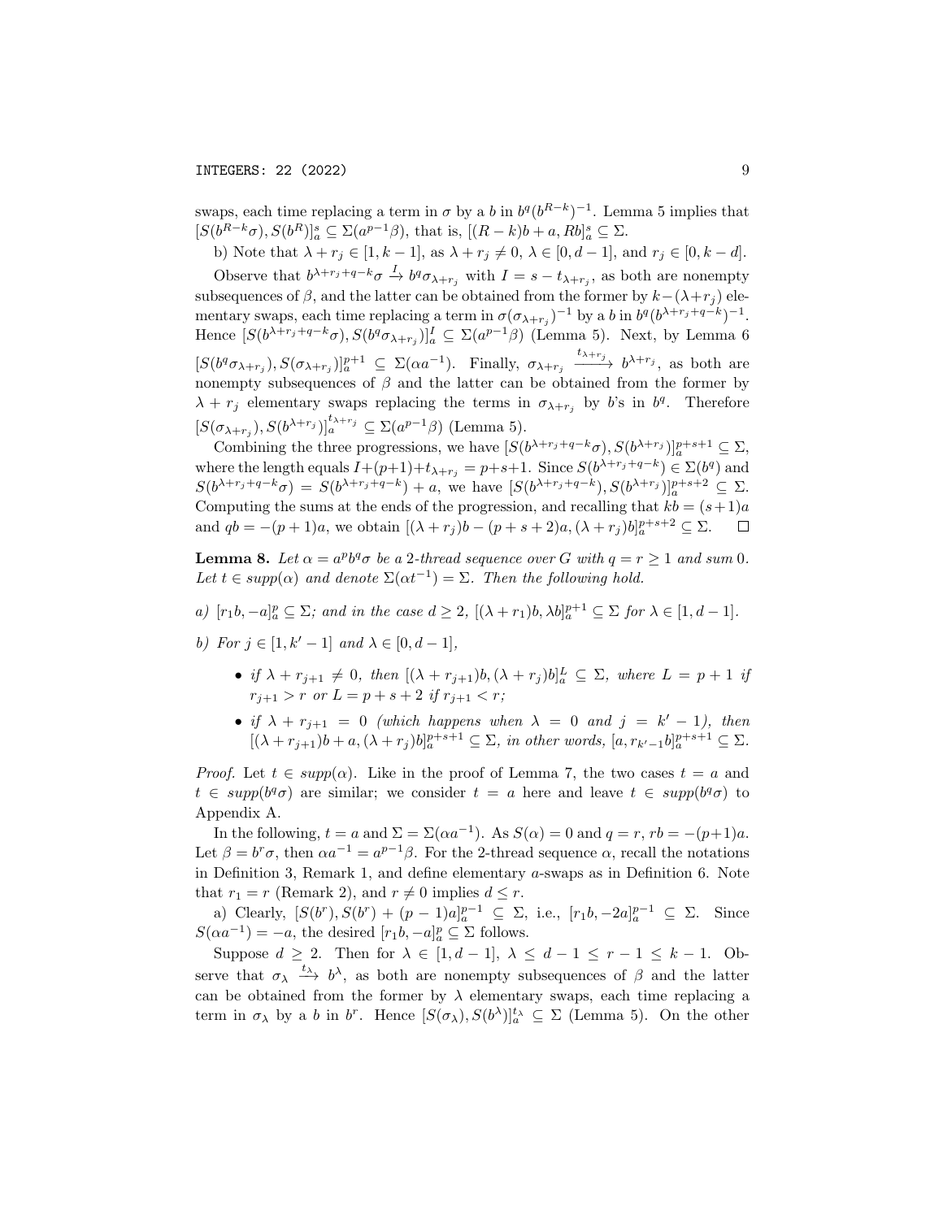swaps, each time replacing a term in $\sigma$ by a $b$ in $b^q(b^{R-k})^{-1}$. Lemma 5 implies that $[S(b^{R-k}\sigma), S(b^R)]_a^s \subseteq \Sigma(a^{p-1}\beta)$, that is, $[(R-k)b+a, Rb]_a^s \subseteq \Sigma$.

b) Note that $\lambda + r_j \in [1, k-1]$, as $\lambda + r_j \neq 0$, $\lambda \in [0, d-1]$, and $r_j \in [0, k-d]$.

Observe that $b^{\lambda+r_j+q-k}\sigma \xrightarrow{I} b^q\sigma_{\lambda+r_j}$ with $I = s - t_{\lambda+r_j}$, as both are nonempty subsequences of $\beta$, and the latter can be obtained from the former by $k-(\lambda+r_j)$ elementary swaps, each time replacing a term in $\sigma(\sigma_{\lambda+r_j})^{-1}$ by a $b$ in $b^q(b^{\lambda+r_j+q-k})^{-1}$. Hence $[S(b^{\lambda+r_j+q-k}\sigma), S(b^q\sigma_{\lambda+r_j})]_a^I \subseteq \Sigma(a^{p-1}\beta)$ (Lemma 5). Next, by Lemma 6 $[S(b^q\sigma_{\lambda+r_j}), S(\sigma_{\lambda+r_j})]_a^{p+1} \subseteq \Sigma(\alpha a^{-1})$. Finally, $\sigma_{\lambda+r_j} \xrightarrow{t_{\lambda+r_j}} b^{\lambda+r_j}$, as both are nonempty subsequences of $\beta$ and the latter can be obtained from the former by $\lambda + r_j$ elementary swaps replacing the terms in $\sigma_{\lambda+r_j}$ by $b$'s in $b^q$. Therefore $[S(\sigma_{\lambda+r_j}), S(b^{\lambda+r_j})]_a^{t_{\lambda+r_j}} \subseteq \Sigma(a^{p-1}\beta)$ (Lemma 5).

Combining the three progressions, we have $[S(b^{\lambda+r_j+q-k}\sigma), S(b^{\lambda+r_j})]_a^{p+s+1} \subseteq \Sigma$, where the length equals $I+(p+1)+t_{\lambda+r_j} = p+s+1$. Since $S(b^{\lambda+r_j+q-k}) \in \Sigma(b^q)$ and $S(b^{\lambda+r_j+q-k}\sigma) = S(b^{\lambda+r_j+q-k}) + a$, we have $[S(b^{\lambda+r_j+q-k}), S(b^{\lambda+r_j})]_a^{p+s+2} \subseteq \Sigma$. Computing the sums at the ends of the progression, and recalling that $kb = (s+1)a$ and $qb = -(p+1)a$, we obtain $[(\lambda+r_j)b - (p+s+2)a, (\lambda+r_j)b]_a^{p+s+2} \subseteq \Sigma$. $\square$

**Lemma 8.** *Let $\alpha = a^p b^q \sigma$ be a 2-thread sequence over $G$ with $q = r \geq 1$ and sum $0$. Let $t \in supp(\alpha)$ and denote $\Sigma(\alpha t^{-1}) = \Sigma$. Then the following hold.*

*a) $[r_1 b, -a]_a^p \subseteq \Sigma$; and in the case $d \geq 2$, $[(\lambda + r_1)b, \lambda b]_a^{p+1} \subseteq \Sigma$ for $\lambda \in [1, d-1]$.*

*b) For $j \in [1, k'-1]$ and $\lambda \in [0, d-1]$,*

- *if $\lambda + r_{j+1} \neq 0$, then $[(\lambda + r_{j+1})b, (\lambda + r_j)b]_a^L \subseteq \Sigma$, where $L = p+1$ if $r_{j+1} > r$ or $L = p+s+2$ if $r_{j+1} < r$;*
- *if $\lambda + r_{j+1} = 0$ (which happens when $\lambda = 0$ and $j = k'-1$), then $[(\lambda + r_{j+1})b + a, (\lambda + r_j)b]_a^{p+s+1} \subseteq \Sigma$, in other words, $[a, r_{k'-1}b]_a^{p+s+1} \subseteq \Sigma$.*

*Proof.* Let $t \in supp(\alpha)$. Like in the proof of Lemma 7, the two cases $t = a$ and $t \in supp(b^q\sigma)$ are similar; we consider $t = a$ here and leave $t \in supp(b^q\sigma)$ to Appendix A.

In the following, $t = a$ and $\Sigma = \Sigma(\alpha a^{-1})$. As $S(\alpha) = 0$ and $q = r$, $rb = -(p+1)a$. Let $\beta = b^r\sigma$, then $\alpha a^{-1} = a^{p-1}\beta$. For the 2-thread sequence $\alpha$, recall the notations in Definition 3, Remark 1, and define elementary $a$-swaps as in Definition 6. Note that $r_1 = r$ (Remark 2), and $r \neq 0$ implies $d \leq r$.

a) Clearly, $[S(b^r), S(b^r) + (p-1)a]_a^{p-1} \subseteq \Sigma$, i.e., $[r_1 b, -2a]_a^{p-1} \subseteq \Sigma$. Since $S(\alpha a^{-1}) = -a$, the desired $[r_1 b, -a]_a^p \subseteq \Sigma$ follows.

Suppose $d \geq 2$. Then for $\lambda \in [1, d-1]$, $\lambda \leq d-1 \leq r-1 \leq k-1$. Observe that $\sigma_\lambda \xrightarrow{t_\lambda} b^\lambda$, as both are nonempty subsequences of $\beta$ and the latter can be obtained from the former by $\lambda$ elementary swaps, each time replacing a term in $\sigma_\lambda$ by a $b$ in $b^r$. Hence $[S(\sigma_\lambda), S(b^\lambda)]_a^{t_\lambda} \subseteq \Sigma$ (Lemma 5). On the other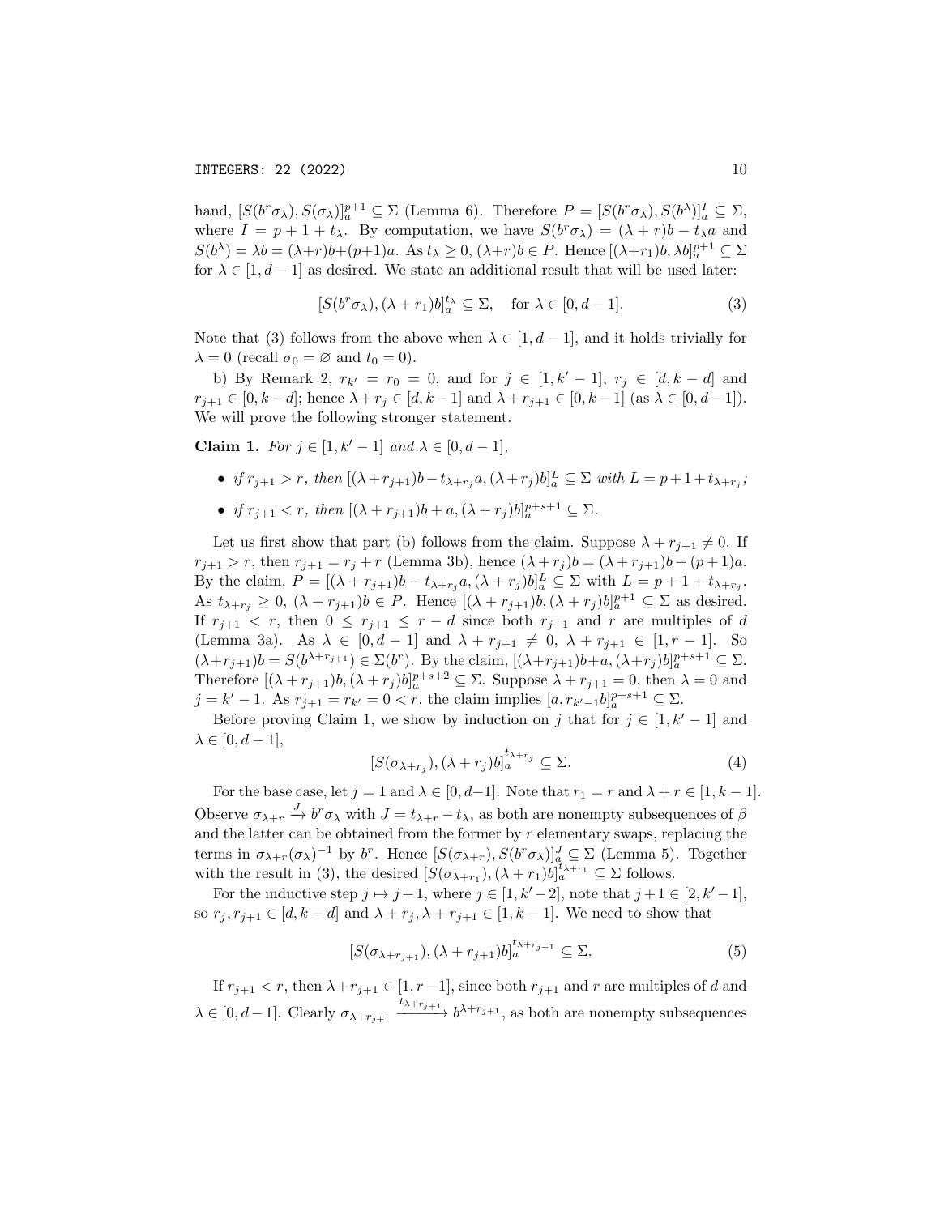hand, $[S(b^r\sigma_\lambda), S(\sigma_\lambda)]_a^{p+1} \subseteq \Sigma$ (Lemma 6). Therefore $P = [S(b^r\sigma_\lambda), S(b^\lambda)]_a^I \subseteq \Sigma$, where $I = p+1+t_\lambda$. By computation, we have $S(b^r\sigma_\lambda) = (\lambda+r)b - t_\lambda a$ and $S(b^\lambda) = \lambda b = (\lambda+r)b + (p+1)a$. As $t_\lambda \geq 0$, $(\lambda+r)b \in P$. Hence $[(\lambda+r_1)b, \lambda b]_a^{p+1} \subseteq \Sigma$ for $\lambda \in [1, d-1]$ as desired. We state an additional result that will be used later:

$$[S(b^r\sigma_\lambda), (\lambda+r_1)b]_a^{t_\lambda} \subseteq \Sigma, \quad \text{for } \lambda \in [0, d-1]. \tag{3}$$

Note that (3) follows from the above when $\lambda \in [1, d-1]$, and it holds trivially for $\lambda = 0$ (recall $\sigma_0 = \varnothing$ and $t_0 = 0$).

b) By Remark 2, $r_{k'} = r_0 = 0$, and for $j \in [1, k'-1]$, $r_j \in [d, k-d]$ and $r_{j+1} \in [0, k-d]$; hence $\lambda + r_j \in [d, k-1]$ and $\lambda + r_{j+1} \in [0, k-1]$ (as $\lambda \in [0, d-1]$). We will prove the following stronger statement.

**Claim 1.** *For $j \in [1, k'-1]$ and $\lambda \in [0, d-1]$,*

- *if $r_{j+1} > r$, then $[(\lambda+r_{j+1})b - t_{\lambda+r_j}a, (\lambda+r_j)b]_a^L \subseteq \Sigma$ with $L = p+1+t_{\lambda+r_j}$;*
- *if $r_{j+1} < r$, then $[(\lambda+r_{j+1})b + a, (\lambda+r_j)b]_a^{p+s+1} \subseteq \Sigma$.*

Let us first show that part (b) follows from the claim. Suppose $\lambda + r_{j+1} \neq 0$. If $r_{j+1} > r$, then $r_{j+1} = r_j + r$ (Lemma 3b), hence $(\lambda+r_j)b = (\lambda+r_{j+1})b + (p+1)a$. By the claim, $P = [(\lambda+r_{j+1})b - t_{\lambda+r_j}a, (\lambda+r_j)b]_a^L \subseteq \Sigma$ with $L = p+1+t_{\lambda+r_j}$. As $t_{\lambda+r_j} \geq 0$, $(\lambda+r_{j+1})b \in P$. Hence $[(\lambda+r_{j+1})b, (\lambda+r_j)b]_a^{p+1} \subseteq \Sigma$ as desired. If $r_{j+1} < r$, then $0 \leq r_{j+1} \leq r-d$ since both $r_{j+1}$ and $r$ are multiples of $d$ (Lemma 3a). As $\lambda \in [0, d-1]$ and $\lambda + r_{j+1} \neq 0$, $\lambda + r_{j+1} \in [1, r-1]$. So $(\lambda+r_{j+1})b = S(b^{\lambda+r_{j+1}}) \in \Sigma(b^r)$. By the claim, $[(\lambda+r_{j+1})b+a, (\lambda+r_j)b]_a^{p+s+1} \subseteq \Sigma$. Therefore $[(\lambda+r_{j+1})b, (\lambda+r_j)b]_a^{p+s+2} \subseteq \Sigma$. Suppose $\lambda + r_{j+1} = 0$, then $\lambda = 0$ and $j = k'-1$. As $r_{j+1} = r_{k'} = 0 < r$, the claim implies $[a, r_{k'-1}b]_a^{p+s+1} \subseteq \Sigma$.

Before proving Claim 1, we show by induction on $j$ that for $j \in [1, k'-1]$ and $\lambda \in [0, d-1]$,

$$[S(\sigma_{\lambda+r_j}), (\lambda+r_j)b]_a^{t_{\lambda+r_j}} \subseteq \Sigma. \tag{4}$$

For the base case, let $j = 1$ and $\lambda \in [0, d-1]$. Note that $r_1 = r$ and $\lambda + r \in [1, k-1]$. Observe $\sigma_{\lambda+r} \xrightarrow{J} b^r\sigma_\lambda$ with $J = t_{\lambda+r} - t_\lambda$, as both are nonempty subsequences of $\beta$ and the latter can be obtained from the former by $r$ elementary swaps, replacing the terms in $\sigma_{\lambda+r}(\sigma_\lambda)^{-1}$ by $b^r$. Hence $[S(\sigma_{\lambda+r}), S(b^r\sigma_\lambda)]_a^J \subseteq \Sigma$ (Lemma 5). Together with the result in (3), the desired $[S(\sigma_{\lambda+r_1}), (\lambda+r_1)b]_a^{t_{\lambda+r_1}} \subseteq \Sigma$ follows.

For the inductive step $j \mapsto j+1$, where $j \in [1, k'-2]$, note that $j+1 \in [2, k'-1]$, so $r_j, r_{j+1} \in [d, k-d]$ and $\lambda + r_j, \lambda + r_{j+1} \in [1, k-1]$. We need to show that

$$[S(\sigma_{\lambda+r_{j+1}}), (\lambda+r_{j+1})b]_a^{t_{\lambda+r_{j+1}}} \subseteq \Sigma. \tag{5}$$

If $r_{j+1} < r$, then $\lambda + r_{j+1} \in [1, r-1]$, since both $r_{j+1}$ and $r$ are multiples of $d$ and $\lambda \in [0, d-1]$. Clearly $\sigma_{\lambda+r_{j+1}} \xrightarrow{t_{\lambda+r_{j+1}}} b^{\lambda+r_{j+1}}$, as both are nonempty subsequences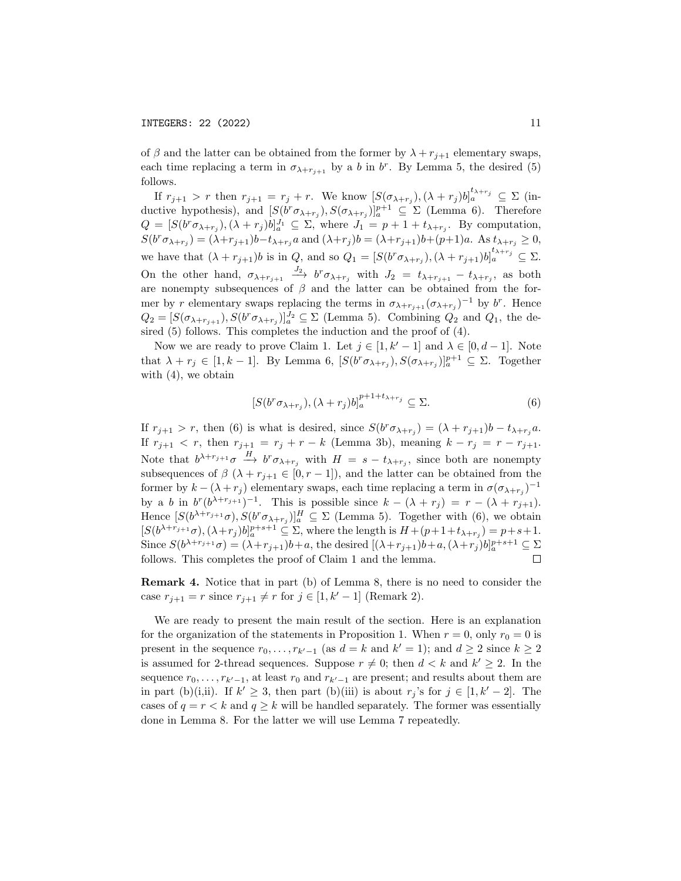of $\beta$ and the latter can be obtained from the former by $\lambda + r_{j+1}$ elementary swaps, each time replacing a term in $\sigma_{\lambda+r_{j+1}}$ by a $b$ in $b^r$. By Lemma 5, the desired (5) follows.

If $r_{j+1} > r$ then $r_{j+1} = r_j + r$. We know $[S(\sigma_{\lambda+r_j}), (\lambda + r_j)b]_a^{t_{\lambda+r_j}} \subseteq \Sigma$ (inductive hypothesis), and $[S(b^r\sigma_{\lambda+r_j}), S(\sigma_{\lambda+r_j})]_a^{p+1} \subseteq \Sigma$ (Lemma 6). Therefore $Q = [S(b^r\sigma_{\lambda+r_j}), (\lambda + r_j)b]_a^{J_1} \subseteq \Sigma$, where $J_1 = p + 1 + t_{\lambda+r_j}$. By computation, $S(b^r\sigma_{\lambda+r_j}) = (\lambda+r_{j+1})b - t_{\lambda+r_j}a$ and $(\lambda+r_j)b = (\lambda+r_{j+1})b+(p+1)a$. As $t_{\lambda+r_j} \geq 0$, we have that $(\lambda + r_{j+1})b$ is in $Q$, and so $Q_1 = [S(b^r\sigma_{\lambda+r_j}), (\lambda + r_{j+1})b]_a^{t_{\lambda+r_j}} \subseteq \Sigma$. On the other hand, $\sigma_{\lambda+r_{j+1}} \xrightarrow{J_2} b^r\sigma_{\lambda+r_j}$ with $J_2 = t_{\lambda+r_{j+1}} - t_{\lambda+r_j}$, as both are nonempty subsequences of $\beta$ and the latter can be obtained from the former by $r$ elementary swaps replacing the terms in $\sigma_{\lambda+r_{j+1}}(\sigma_{\lambda+r_j})^{-1}$ by $b^r$. Hence $Q_2 = [S(\sigma_{\lambda+r_{j+1}}), S(b^r\sigma_{\lambda+r_j})]_a^{J_2} \subseteq \Sigma$ (Lemma 5). Combining $Q_2$ and $Q_1$, the desired (5) follows. This completes the induction and the proof of (4).

Now we are ready to prove Claim 1. Let $j \in [1, k'-1]$ and $\lambda \in [0, d-1]$. Note that $\lambda + r_j \in [1, k-1]$. By Lemma 6, $[S(b^r\sigma_{\lambda+r_j}), S(\sigma_{\lambda+r_j})]_a^{p+1} \subseteq \Sigma$. Together with (4), we obtain

$$[S(b^r\sigma_{\lambda+r_j}), (\lambda + r_j)b]_a^{p+1+t_{\lambda+r_j}} \subseteq \Sigma. \tag{6}$$

If $r_{j+1} > r$, then (6) is what is desired, since $S(b^r\sigma_{\lambda+r_j}) = (\lambda + r_{j+1})b - t_{\lambda+r_j}a$. If $r_{j+1} < r$, then $r_{j+1} = r_j + r - k$ (Lemma 3b), meaning $k - r_j = r - r_{j+1}$. Note that $b^{\lambda+r_{j+1}}\sigma \xrightarrow{H} b^r\sigma_{\lambda+r_j}$ with $H = s - t_{\lambda+r_j}$, since both are nonempty subsequences of $\beta$ ($\lambda + r_{j+1} \in [0, r-1]$), and the latter can be obtained from the former by $k - (\lambda + r_j)$ elementary swaps, each time replacing a term in $\sigma(\sigma_{\lambda+r_j})^{-1}$ by a $b$ in $b^r(b^{\lambda+r_{j+1}})^{-1}$. This is possible since $k - (\lambda + r_j) = r - (\lambda + r_{j+1})$. Hence $[S(b^{\lambda+r_{j+1}}\sigma), S(b^r\sigma_{\lambda+r_j})]_a^H \subseteq \Sigma$ (Lemma 5). Together with (6), we obtain $[S(b^{\lambda+r_{j+1}}\sigma), (\lambda+r_j)b]_a^{p+s+1} \subseteq \Sigma$, where the length is $H+(p+1+t_{\lambda+r_j}) = p+s+1$. Since $S(b^{\lambda+r_{j+1}}\sigma) = (\lambda+r_{j+1})b+a$, the desired $[(\lambda+r_{j+1})b+a, (\lambda+r_j)b]_a^{p+s+1} \subseteq \Sigma$ follows. This completes the proof of Claim 1 and the lemma. □

**Remark 4.** Notice that in part (b) of Lemma 8, there is no need to consider the case $r_{j+1} = r$ since $r_{j+1} \neq r$ for $j \in [1, k'-1]$ (Remark 2).

We are ready to present the main result of the section. Here is an explanation for the organization of the statements in Proposition 1. When $r = 0$, only $r_0 = 0$ is present in the sequence $r_0, \ldots, r_{k'-1}$ (as $d = k$ and $k' = 1$); and $d \geq 2$ since $k \geq 2$ is assumed for 2-thread sequences. Suppose $r \neq 0$; then $d < k$ and $k' \geq 2$. In the sequence $r_0, \ldots, r_{k'-1}$, at least $r_0$ and $r_{k'-1}$ are present; and results about them are in part (b)(i,ii). If $k' \geq 3$, then part (b)(iii) is about $r_j$'s for $j \in [1, k'-2]$. The cases of $q = r < k$ and $q \geq k$ will be handled separately. The former was essentially done in Lemma 8. For the latter we will use Lemma 7 repeatedly.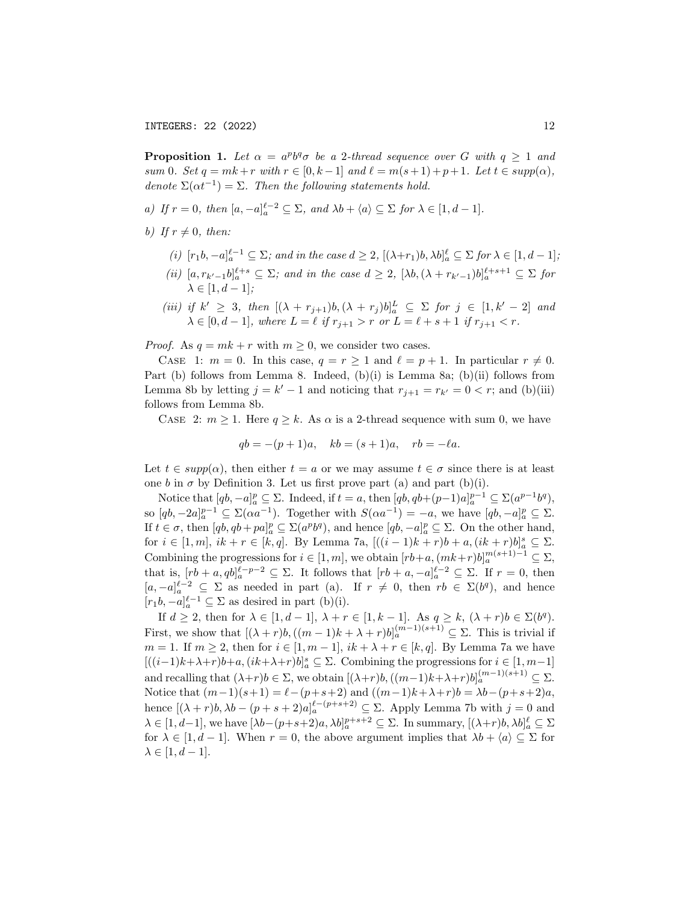**Proposition 1.** *Let $\alpha = a^p b^q \sigma$ be a 2-thread sequence over $G$ with $q \geq 1$ and sum 0. Set $q = mk + r$ with $r \in [0, k-1]$ and $\ell = m(s+1) + p + 1$. Let $t \in supp(\alpha)$, denote $\Sigma(\alpha t^{-1}) = \Sigma$. Then the following statements hold.*

*a) If $r = 0$, then $[a, -a]_a^{\ell-2} \subseteq \Sigma$, and $\lambda b + \langle a \rangle \subseteq \Sigma$ for $\lambda \in [1, d-1]$.*

*b) If $r \neq 0$, then:*

*(i) $[r_1 b, -a]_a^{\ell-1} \subseteq \Sigma$; and in the case $d \geq 2$, $[(\lambda + r_1)b, \lambda b]_a^{\ell} \subseteq \Sigma$ for $\lambda \in [1, d-1]$;*

*(ii) $[a, r_{k'-1} b]_a^{\ell+s} \subseteq \Sigma$; and in the case $d \geq 2$, $[\lambda b, (\lambda + r_{k'-1})b]_a^{\ell+s+1} \subseteq \Sigma$ for $\lambda \in [1, d-1]$;*

*(iii) if $k' \geq 3$, then $[(\lambda + r_{j+1})b, (\lambda + r_j)b]_a^L \subseteq \Sigma$ for $j \in [1, k'-2]$ and $\lambda \in [0, d-1]$, where $L = \ell$ if $r_{j+1} > r$ or $L = \ell + s + 1$ if $r_{j+1} < r$.*

*Proof.* As $q = mk + r$ with $m \geq 0$, we consider two cases.

Case 1: $m = 0$. In this case, $q = r \geq 1$ and $\ell = p + 1$. In particular $r \neq 0$. Part (b) follows from Lemma 8. Indeed, (b)(i) is Lemma 8a; (b)(ii) follows from Lemma 8b by letting $j = k' - 1$ and noticing that $r_{j+1} = r_{k'} = 0 < r$; and (b)(iii) follows from Lemma 8b.

Case 2: $m \geq 1$. Here $q \geq k$. As $\alpha$ is a 2-thread sequence with sum 0, we have

$$qb = -(p+1)a, \quad kb = (s+1)a, \quad rb = -\ell a.$$

Let $t \in supp(\alpha)$, then either $t = a$ or we may assume $t \in \sigma$ since there is at least one $b$ in $\sigma$ by Definition 3. Let us first prove part (a) and part (b)(i).

Notice that $[qb, -a]_a^p \subseteq \Sigma$. Indeed, if $t = a$, then $[qb, qb + (p-1)a]_a^{p-1} \subseteq \Sigma(a^{p-1}b^q)$, so $[qb, -2a]_a^{p-1} \subseteq \Sigma(\alpha a^{-1})$. Together with $S(\alpha a^{-1}) = -a$, we have $[qb, -a]_a^p \subseteq \Sigma$. If $t \in \sigma$, then $[qb, qb + pa]_a^p \subseteq \Sigma(a^p b^q)$, and hence $[qb, -a]_a^p \subseteq \Sigma$. On the other hand, for $i \in [1, m]$, $ik + r \in [k, q]$. By Lemma 7a, $[((i-1)k + r)b + a, (ik + r)b]_a^s \subseteq \Sigma$. Combining the progressions for $i \in [1, m]$, we obtain $[rb + a, (mk + r)b]_a^{m(s+1)-1} \subseteq \Sigma$, that is, $[rb + a, qb]_a^{\ell-p-2} \subseteq \Sigma$. It follows that $[rb + a, -a]_a^{\ell-2} \subseteq \Sigma$. If $r = 0$, then $[a, -a]_a^{\ell-2} \subseteq \Sigma$ as needed in part (a). If $r \neq 0$, then $rb \in \Sigma(b^q)$, and hence $[r_1 b, -a]_a^{\ell-1} \subseteq \Sigma$ as desired in part (b)(i).

If $d \geq 2$, then for $\lambda \in [1, d-1]$, $\lambda + r \in [1, k-1]$. As $q \geq k$, $(\lambda + r)b \in \Sigma(b^q)$. First, we show that $[(\lambda + r)b, ((m-1)k + \lambda + r)b]_a^{(m-1)(s+1)} \subseteq \Sigma$. This is trivial if $m = 1$. If $m \geq 2$, then for $i \in [1, m-1]$, $ik + \lambda + r \in [k, q]$. By Lemma 7a we have $[((i-1)k + \lambda + r)b + a, (ik + \lambda + r)b]_a^s \subseteq \Sigma$. Combining the progressions for $i \in [1, m-1]$ and recalling that $(\lambda + r)b \in \Sigma$, we obtain $[(\lambda + r)b, ((m-1)k + \lambda + r)b]_a^{(m-1)(s+1)} \subseteq \Sigma$. Notice that $(m-1)(s+1) = \ell - (p+s+2)$ and $((m-1)k + \lambda + r)b = \lambda b - (p+s+2)a$, hence $[(\lambda + r)b, \lambda b - (p+s+2)a]_a^{\ell-(p+s+2)} \subseteq \Sigma$. Apply Lemma 7b with $j = 0$ and $\lambda \in [1, d-1]$, we have $[\lambda b - (p+s+2)a, \lambda b]_a^{p+s+2} \subseteq \Sigma$. In summary, $[(\lambda + r)b, \lambda b]_a^{\ell} \subseteq \Sigma$ for $\lambda \in [1, d-1]$. When $r = 0$, the above argument implies that $\lambda b + \langle a \rangle \subseteq \Sigma$ for $\lambda \in [1, d-1]$.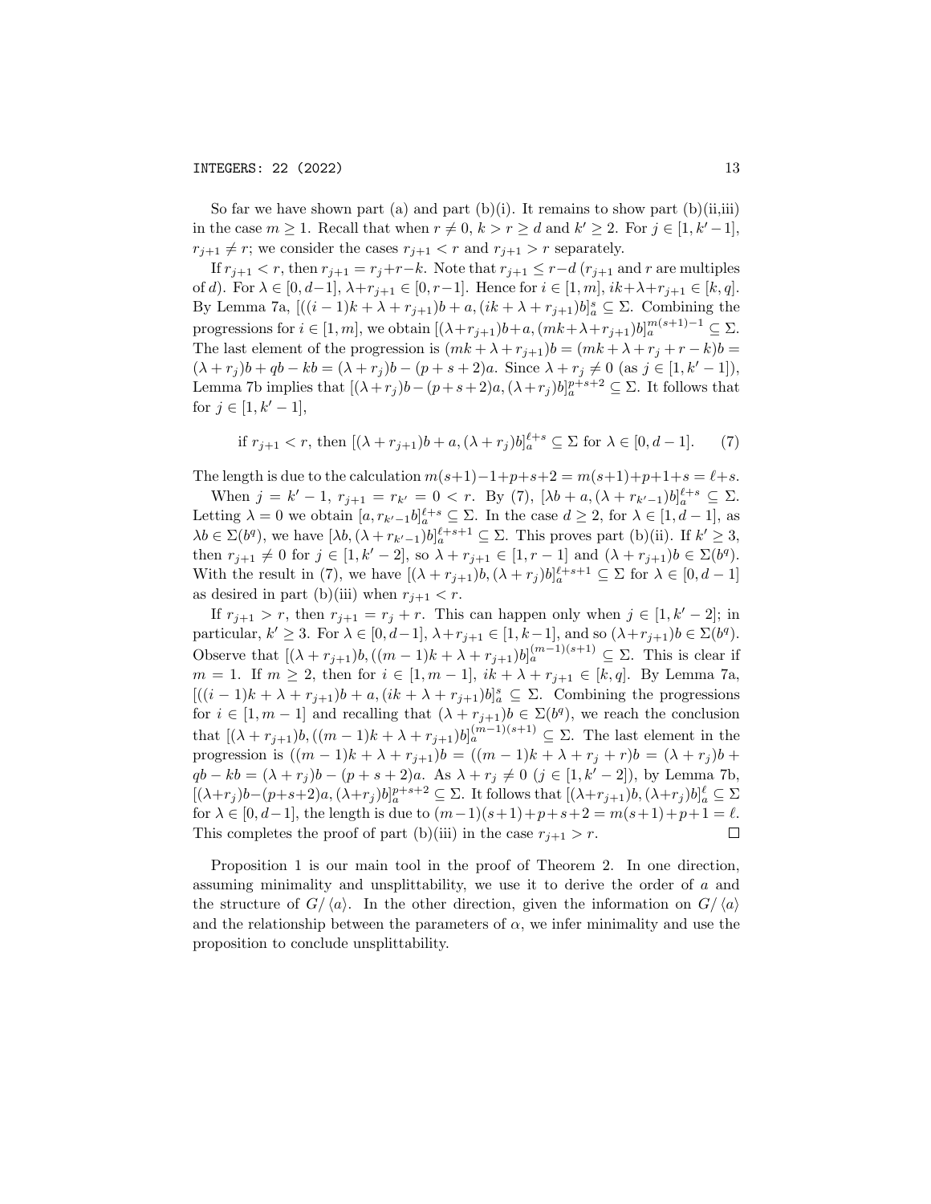So far we have shown part (a) and part (b)(i). It remains to show part (b)(ii,iii) in the case $m \geq 1$. Recall that when $r \neq 0$, $k > r \geq d$ and $k' \geq 2$. For $j \in [1, k'-1]$, $r_{j+1} \neq r$; we consider the cases $r_{j+1} < r$ and $r_{j+1} > r$ separately.

If $r_{j+1} < r$, then $r_{j+1} = r_j + r - k$. Note that $r_{j+1} \leq r - d$ ($r_{j+1}$ and $r$ are multiples of $d$). For $\lambda \in [0, d-1]$, $\lambda + r_{j+1} \in [0, r-1]$. Hence for $i \in [1, m]$, $ik + \lambda + r_{j+1} \in [k, q]$. By Lemma 7a, $[((i-1)k + \lambda + r_{j+1})b + a, (ik + \lambda + r_{j+1})b]_a^s \subseteq \Sigma$. Combining the progressions for $i \in [1, m]$, we obtain $[(\lambda + r_{j+1})b + a, (mk + \lambda + r_{j+1})b]_a^{m(s+1)-1} \subseteq \Sigma$. The last element of the progression is $(mk + \lambda + r_{j+1})b = (mk + \lambda + r_j + r - k)b = (\lambda + r_j)b + qb - kb = (\lambda + r_j)b - (p + s + 2)a$. Since $\lambda + r_j \neq 0$ (as $j \in [1, k'-1]$), Lemma 7b implies that $[(\lambda + r_j)b - (p + s + 2)a, (\lambda + r_j)b]_a^{p+s+2} \subseteq \Sigma$. It follows that for $j \in [1, k'-1]$,

$$\text{if } r_{j+1} < r, \text{ then } [(\lambda + r_{j+1})b + a, (\lambda + r_j)b]_a^{\ell+s} \subseteq \Sigma \text{ for } \lambda \in [0, d-1]. \tag{7}$$

The length is due to the calculation $m(s+1) - 1 + p + s + 2 = m(s+1) + p + 1 + s = \ell + s$.

When $j = k' - 1$, $r_{j+1} = r_{k'} = 0 < r$. By (7), $[\lambda b + a, (\lambda + r_{k'-1})b]_a^{\ell+s} \subseteq \Sigma$. Letting $\lambda = 0$ we obtain $[a, r_{k'-1}b]_a^{\ell+s} \subseteq \Sigma$. In the case $d \geq 2$, for $\lambda \in [1, d-1]$, as $\lambda b \in \Sigma(b^q)$, we have $[\lambda b, (\lambda + r_{k'-1})b]_a^{\ell+s+1} \subseteq \Sigma$. This proves part (b)(ii). If $k' \geq 3$, then $r_{j+1} \neq 0$ for $j \in [1, k'-2]$, so $\lambda + r_{j+1} \in [1, r-1]$ and $(\lambda + r_{j+1})b \in \Sigma(b^q)$. With the result in (7), we have $[(\lambda + r_{j+1})b, (\lambda + r_j)b]_a^{\ell+s+1} \subseteq \Sigma$ for $\lambda \in [0, d-1]$ as desired in part (b)(iii) when $r_{j+1} < r$.

If $r_{j+1} > r$, then $r_{j+1} = r_j + r$. This can happen only when $j \in [1, k'-2]$; in particular, $k' \geq 3$. For $\lambda \in [0, d-1]$, $\lambda + r_{j+1} \in [1, k-1]$, and so $(\lambda + r_{j+1})b \in \Sigma(b^q)$. Observe that $[(\lambda + r_{j+1})b, ((m-1)k + \lambda + r_{j+1})b]_a^{(m-1)(s+1)} \subseteq \Sigma$. This is clear if $m = 1$. If $m \geq 2$, then for $i \in [1, m-1]$, $ik + \lambda + r_{j+1} \in [k, q]$. By Lemma 7a, $[((i-1)k + \lambda + r_{j+1})b + a, (ik + \lambda + r_{j+1})b]_a^s \subseteq \Sigma$. Combining the progressions for $i \in [1, m-1]$ and recalling that $(\lambda + r_{j+1})b \in \Sigma(b^q)$, we reach the conclusion that $[(\lambda + r_{j+1})b, ((m-1)k + \lambda + r_{j+1})b]_a^{(m-1)(s+1)} \subseteq \Sigma$. The last element in the progression is $((m-1)k + \lambda + r_{j+1})b = ((m-1)k + \lambda + r_j + r)b = (\lambda + r_j)b + qb - kb = (\lambda + r_j)b - (p + s + 2)a$. As $\lambda + r_j \neq 0$ ($j \in [1, k'-2]$), by Lemma 7b, $[(\lambda + r_j)b - (p + s + 2)a, (\lambda + r_j)b]_a^{p+s+2} \subseteq \Sigma$. It follows that $[(\lambda + r_{j+1})b, (\lambda + r_j)b]_a^{\ell} \subseteq \Sigma$ for $\lambda \in [0, d-1]$, the length is due to $(m-1)(s+1) + p + s + 2 = m(s+1) + p + 1 = \ell$. This completes the proof of part (b)(iii) in the case $r_{j+1} > r$. □

Proposition 1 is our main tool in the proof of Theorem 2. In one direction, assuming minimality and unsplittability, we use it to derive the order of $a$ and the structure of $G/\langle a \rangle$. In the other direction, given the information on $G/\langle a \rangle$ and the relationship between the parameters of $\alpha$, we infer minimality and use the proposition to conclude unsplittability.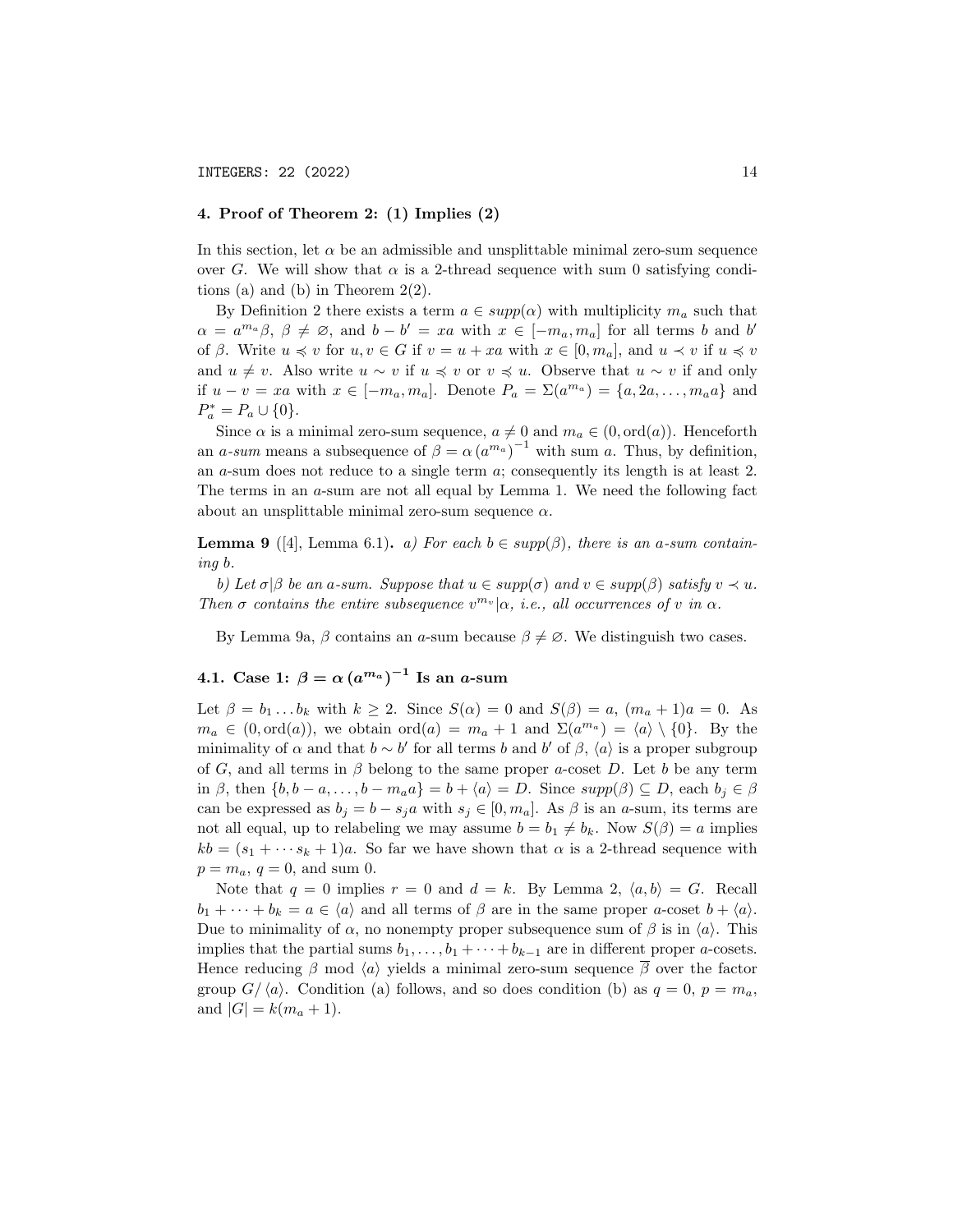## 4. Proof of Theorem 2: (1) Implies (2)

In this section, let $\alpha$ be an admissible and unsplittable minimal zero-sum sequence over $G$. We will show that $\alpha$ is a 2-thread sequence with sum 0 satisfying conditions (a) and (b) in Theorem 2(2).

By Definition 2 there exists a term $a \in supp(\alpha)$ with multiplicity $m_a$ such that $\alpha = a^{m_a}\beta$, $\beta \neq \varnothing$, and $b - b' = xa$ with $x \in [-m_a, m_a]$ for all terms $b$ and $b'$ of $\beta$. Write $u \preccurlyeq v$ for $u, v \in G$ if $v = u + xa$ with $x \in [0, m_a]$, and $u \prec v$ if $u \preccurlyeq v$ and $u \neq v$. Also write $u \sim v$ if $u \preccurlyeq v$ or $v \preccurlyeq u$. Observe that $u \sim v$ if and only if $u - v = xa$ with $x \in [-m_a, m_a]$. Denote $P_a = \Sigma(a^{m_a}) = \{a, 2a, \ldots, m_a a\}$ and $P_a^* = P_a \cup \{0\}$.

Since $\alpha$ is a minimal zero-sum sequence, $a \neq 0$ and $m_a \in (0, \mathrm{ord}(a))$. Henceforth an *a-sum* means a subsequence of $\beta = \alpha\,(a^{m_a})^{-1}$ with sum $a$. Thus, by definition, an $a$-sum does not reduce to a single term $a$; consequently its length is at least 2. The terms in an $a$-sum are not all equal by Lemma 1. We need the following fact about an unsplittable minimal zero-sum sequence $\alpha$.

**Lemma 9** ([4], Lemma 6.1)**.** *a) For each $b \in supp(\beta)$, there is an $a$-sum containing $b$.*

*b) Let $\sigma | \beta$ be an $a$-sum. Suppose that $u \in supp(\sigma)$ and $v \in supp(\beta)$ satisfy $v \prec u$. Then $\sigma$ contains the entire subsequence $v^{m_v} | \alpha$, i.e., all occurrences of $v$ in $\alpha$.*

By Lemma 9a, $\beta$ contains an $a$-sum because $\beta \neq \varnothing$. We distinguish two cases.

### 4.1. Case 1: $\beta = \alpha\,(a^{m_a})^{-1}$ Is an $a$-sum

Let $\beta = b_1 \ldots b_k$ with $k \geq 2$. Since $S(\alpha) = 0$ and $S(\beta) = a$, $(m_a + 1)a = 0$. As $m_a \in (0, \mathrm{ord}(a))$, we obtain $\mathrm{ord}(a) = m_a + 1$ and $\Sigma(a^{m_a}) = \langle a \rangle \setminus \{0\}$. By the minimality of $\alpha$ and that $b \sim b'$ for all terms $b$ and $b'$ of $\beta$, $\langle a \rangle$ is a proper subgroup of $G$, and all terms in $\beta$ belong to the same proper $a$-coset $D$. Let $b$ be any term in $\beta$, then $\{b, b - a, \ldots, b - m_a a\} = b + \langle a \rangle = D$. Since $supp(\beta) \subseteq D$, each $b_j \in \beta$ can be expressed as $b_j = b - s_j a$ with $s_j \in [0, m_a]$. As $\beta$ is an $a$-sum, its terms are not all equal, up to relabeling we may assume $b = b_1 \neq b_k$. Now $S(\beta) = a$ implies $kb = (s_1 + \cdots s_k + 1)a$. So far we have shown that $\alpha$ is a 2-thread sequence with $p = m_a$, $q = 0$, and sum 0.

Note that $q = 0$ implies $r = 0$ and $d = k$. By Lemma 2, $\langle a, b \rangle = G$. Recall $b_1 + \cdots + b_k = a \in \langle a \rangle$ and all terms of $\beta$ are in the same proper $a$-coset $b + \langle a \rangle$. Due to minimality of $\alpha$, no nonempty proper subsequence sum of $\beta$ is in $\langle a \rangle$. This implies that the partial sums $b_1, \ldots, b_1 + \cdots + b_{k-1}$ are in different proper $a$-cosets. Hence reducing $\beta$ mod $\langle a \rangle$ yields a minimal zero-sum sequence $\overline{\beta}$ over the factor group $G/\langle a \rangle$. Condition (a) follows, and so does condition (b) as $q = 0$, $p = m_a$, and $|G| = k(m_a + 1)$.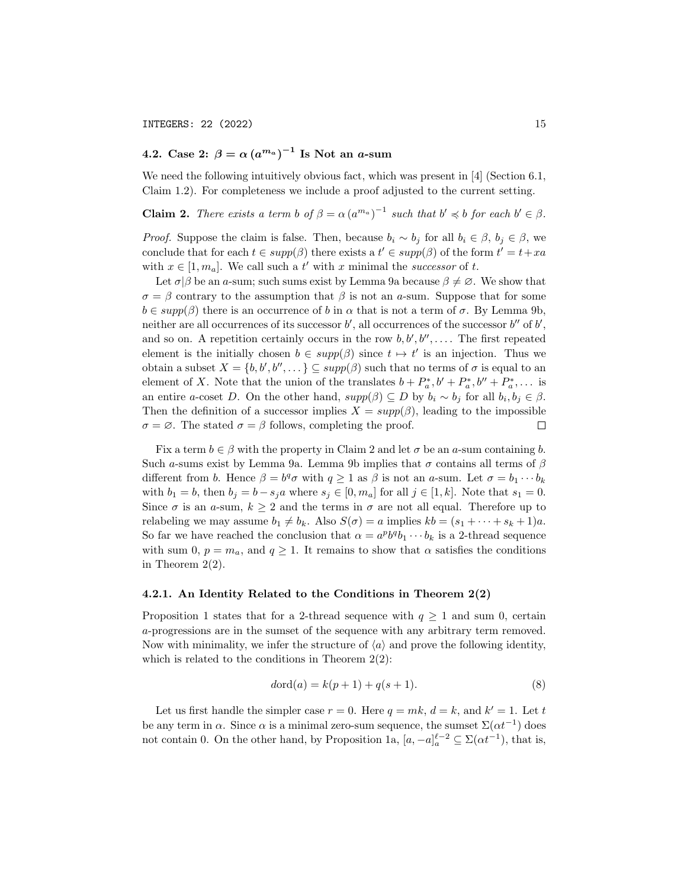### 4.2. Case 2: $\beta = \alpha\,(a^{m_a})^{-1}$ Is Not an $a$-sum

We need the following intuitively obvious fact, which was present in [4] (Section 6.1, Claim 1.2). For completeness we include a proof adjusted to the current setting.

**Claim 2.** *There exists a term $b$ of $\beta = \alpha\,(a^{m_a})^{-1}$ such that $b' \preccurlyeq b$ for each $b' \in \beta$.*

*Proof.* Suppose the claim is false. Then, because $b_i \sim b_j$ for all $b_i \in \beta$, $b_j \in \beta$, we conclude that for each $t \in supp(\beta)$ there exists a $t' \in supp(\beta)$ of the form $t' = t + xa$ with $x \in [1, m_a]$. We call such a $t'$ with $x$ minimal the *successor* of $t$.

Let $\sigma | \beta$ be an $a$-sum; such sums exist by Lemma 9a because $\beta \neq \varnothing$. We show that $\sigma = \beta$ contrary to the assumption that $\beta$ is not an $a$-sum. Suppose that for some $b \in supp(\beta)$ there is an occurrence of $b$ in $\alpha$ that is not a term of $\sigma$. By Lemma 9b, neither are all occurrences of its successor $b'$, all occurrences of the successor $b''$ of $b'$, and so on. A repetition certainly occurs in the row $b, b', b'', \ldots$. The first repeated element is the initially chosen $b \in supp(\beta)$ since $t \mapsto t'$ is an injection. Thus we obtain a subset $X = \{b, b', b'', \ldots\} \subseteq supp(\beta)$ such that no terms of $\sigma$ is equal to an element of $X$. Note that the union of the translates $b + P_a^*, b' + P_a^*, b'' + P_a^*, \ldots$ is an entire $a$-coset $D$. On the other hand, $supp(\beta) \subseteq D$ by $b_i \sim b_j$ for all $b_i, b_j \in \beta$. Then the definition of a successor implies $X = supp(\beta)$, leading to the impossible $\sigma = \varnothing$. The stated $\sigma = \beta$ follows, completing the proof. $\square$

Fix a term $b \in \beta$ with the property in Claim 2 and let $\sigma$ be an $a$-sum containing $b$. Such $a$-sums exist by Lemma 9a. Lemma 9b implies that $\sigma$ contains all terms of $\beta$ different from $b$. Hence $\beta = b^q \sigma$ with $q \geq 1$ as $\beta$ is not an $a$-sum. Let $\sigma = b_1 \cdots b_k$ with $b_1 = b$, then $b_j = b - s_j a$ where $s_j \in [0, m_a]$ for all $j \in [1, k]$. Note that $s_1 = 0$. Since $\sigma$ is an $a$-sum, $k \geq 2$ and the terms in $\sigma$ are not all equal. Therefore up to relabeling we may assume $b_1 \neq b_k$. Also $S(\sigma) = a$ implies $kb = (s_1 + \cdots + s_k + 1)a$. So far we have reached the conclusion that $\alpha = a^p b^q b_1 \cdots b_k$ is a 2-thread sequence with sum 0, $p = m_a$, and $q \geq 1$. It remains to show that $\alpha$ satisfies the conditions in Theorem 2(2).

#### 4.2.1. An Identity Related to the Conditions in Theorem 2(2)

Proposition 1 states that for a 2-thread sequence with $q \geq 1$ and sum 0, certain $a$-progressions are in the sumset of the sequence with any arbitrary term removed. Now with minimality, we infer the structure of $\langle a \rangle$ and prove the following identity, which is related to the conditions in Theorem 2(2):

$$d\mathrm{ord}(a) = k(p+1) + q(s+1). \tag{8}$$

Let us first handle the simpler case $r = 0$. Here $q = mk$, $d = k$, and $k' = 1$. Let $t$ be any term in $\alpha$. Since $\alpha$ is a minimal zero-sum sequence, the sumset $\Sigma(\alpha t^{-1})$ does not contain 0. On the other hand, by Proposition 1a, $[a, -a]_a^{\ell-2} \subseteq \Sigma(\alpha t^{-1})$, that is,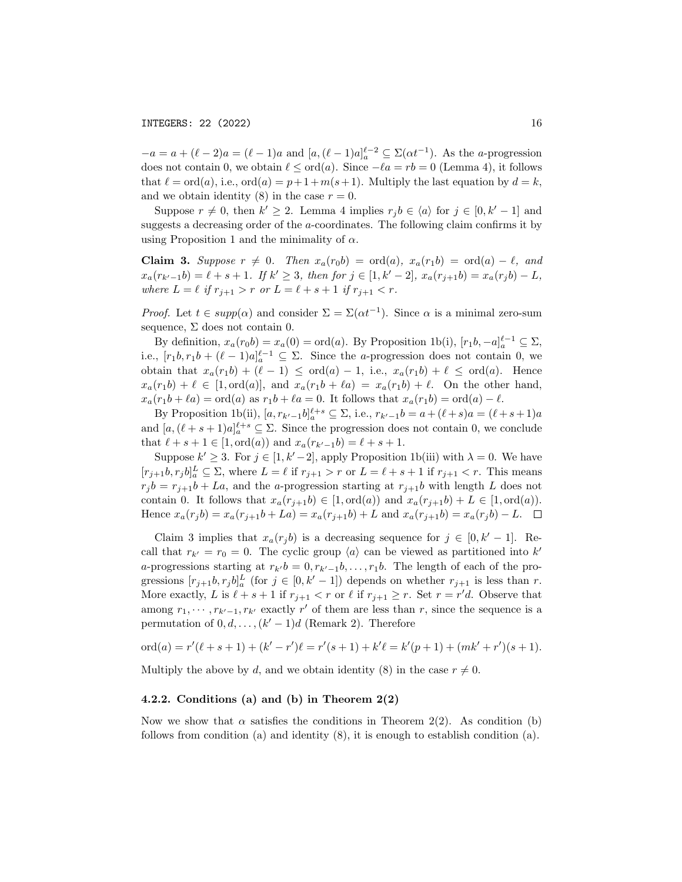$-a = a + (\ell-2)a = (\ell-1)a$ and $[a,(\ell-1)a]_a^{\ell-2} \subseteq \Sigma(\alpha t^{-1})$. As the $a$-progression does not contain 0, we obtain $\ell \le \operatorname{ord}(a)$. Since $-\ell a = rb = 0$ (Lemma 4), it follows that $\ell = \operatorname{ord}(a)$, i.e., $\operatorname{ord}(a) = p+1+m(s+1)$. Multiply the last equation by $d = k$, and we obtain identity (8) in the case $r = 0$.

Suppose $r \ne 0$, then $k' \ge 2$. Lemma 4 implies $r_j b \in \langle a \rangle$ for $j \in [0, k'-1]$ and suggests a decreasing order of the $a$-coordinates. The following claim confirms it by using Proposition 1 and the minimality of $\alpha$.

**Claim 3.** *Suppose $r \ne 0$. Then $x_a(r_0 b) = \operatorname{ord}(a)$, $x_a(r_1 b) = \operatorname{ord}(a) - \ell$, and $x_a(r_{k'-1}b) = \ell + s + 1$. If $k' \ge 3$, then for $j \in [1, k'-2]$, $x_a(r_{j+1}b) = x_a(r_j b) - L$, where $L = \ell$ if $r_{j+1} > r$ or $L = \ell + s + 1$ if $r_{j+1} < r$.*

*Proof.* Let $t \in supp(\alpha)$ and consider $\Sigma = \Sigma(\alpha t^{-1})$. Since $\alpha$ is a minimal zero-sum sequence, $\Sigma$ does not contain 0.

By definition, $x_a(r_0 b) = x_a(0) = \operatorname{ord}(a)$. By Proposition 1b(i), $[r_1 b, -a]_a^{\ell-1} \subseteq \Sigma$, i.e., $[r_1 b, r_1 b + (\ell-1)a]_a^{\ell-1} \subseteq \Sigma$. Since the $a$-progression does not contain 0, we obtain that $x_a(r_1 b) + (\ell - 1) \le \operatorname{ord}(a) - 1$, i.e., $x_a(r_1 b) + \ell \le \operatorname{ord}(a)$. Hence $x_a(r_1 b) + \ell \in [1, \operatorname{ord}(a)]$, and $x_a(r_1 b + \ell a) = x_a(r_1 b) + \ell$. On the other hand, $x_a(r_1 b + \ell a) = \operatorname{ord}(a)$ as $r_1 b + \ell a = 0$. It follows that $x_a(r_1 b) = \operatorname{ord}(a) - \ell$.

By Proposition 1b(ii), $[a, r_{k'-1}b]_a^{\ell+s} \subseteq \Sigma$, i.e., $r_{k'-1}b = a + (\ell+s)a = (\ell+s+1)a$ and $[a, (\ell+s+1)a]_a^{\ell+s} \subseteq \Sigma$. Since the progression does not contain 0, we conclude that $\ell + s + 1 \in [1, \operatorname{ord}(a))$ and $x_a(r_{k'-1}b) = \ell + s + 1$.

Suppose $k' \ge 3$. For $j \in [1, k'-2]$, apply Proposition 1b(iii) with $\lambda = 0$. We have $[r_{j+1}b, r_j b]_a^L \subseteq \Sigma$, where $L = \ell$ if $r_{j+1} > r$ or $L = \ell + s + 1$ if $r_{j+1} < r$. This means $r_j b = r_{j+1}b + La$, and the $a$-progression starting at $r_{j+1}b$ with length $L$ does not contain 0. It follows that $x_a(r_{j+1}b) \in [1, \operatorname{ord}(a))$ and $x_a(r_{j+1}b) + L \in [1, \operatorname{ord}(a))$. Hence $x_a(r_j b) = x_a(r_{j+1}b + La) = x_a(r_{j+1}b) + L$ and $x_a(r_{j+1}b) = x_a(r_j b) - L$. $\square$

Claim 3 implies that $x_a(r_j b)$ is a decreasing sequence for $j \in [0, k'-1]$. Recall that $r_{k'} = r_0 = 0$. The cyclic group $\langle a \rangle$ can be viewed as partitioned into $k'$ $a$-progressions starting at $r_{k'}b = 0, r_{k'-1}b, \ldots, r_1 b$. The length of each of the progressions $[r_{j+1}b, r_j b]_a^L$ (for $j \in [0, k'-1]$) depends on whether $r_{j+1}$ is less than $r$. More exactly, $L$ is $\ell + s + 1$ if $r_{j+1} < r$ or $\ell$ if $r_{j+1} \ge r$. Set $r = r'd$. Observe that among $r_1, \cdots, r_{k'-1}, r_{k'}$ exactly $r'$ of them are less than $r$, since the sequence is a permutation of $0, d, \ldots, (k'-1)d$ (Remark 2). Therefore

$$\operatorname{ord}(a) = r'(\ell+s+1) + (k'-r')\ell = r'(s+1) + k'\ell = k'(p+1) + (mk'+r')(s+1).$$

Multiply the above by $d$, and we obtain identity (8) in the case $r \ne 0$.

### 4.2.2. Conditions (a) and (b) in Theorem 2(2)

Now we show that $\alpha$ satisfies the conditions in Theorem 2(2). As condition (b) follows from condition (a) and identity (8), it is enough to establish condition (a).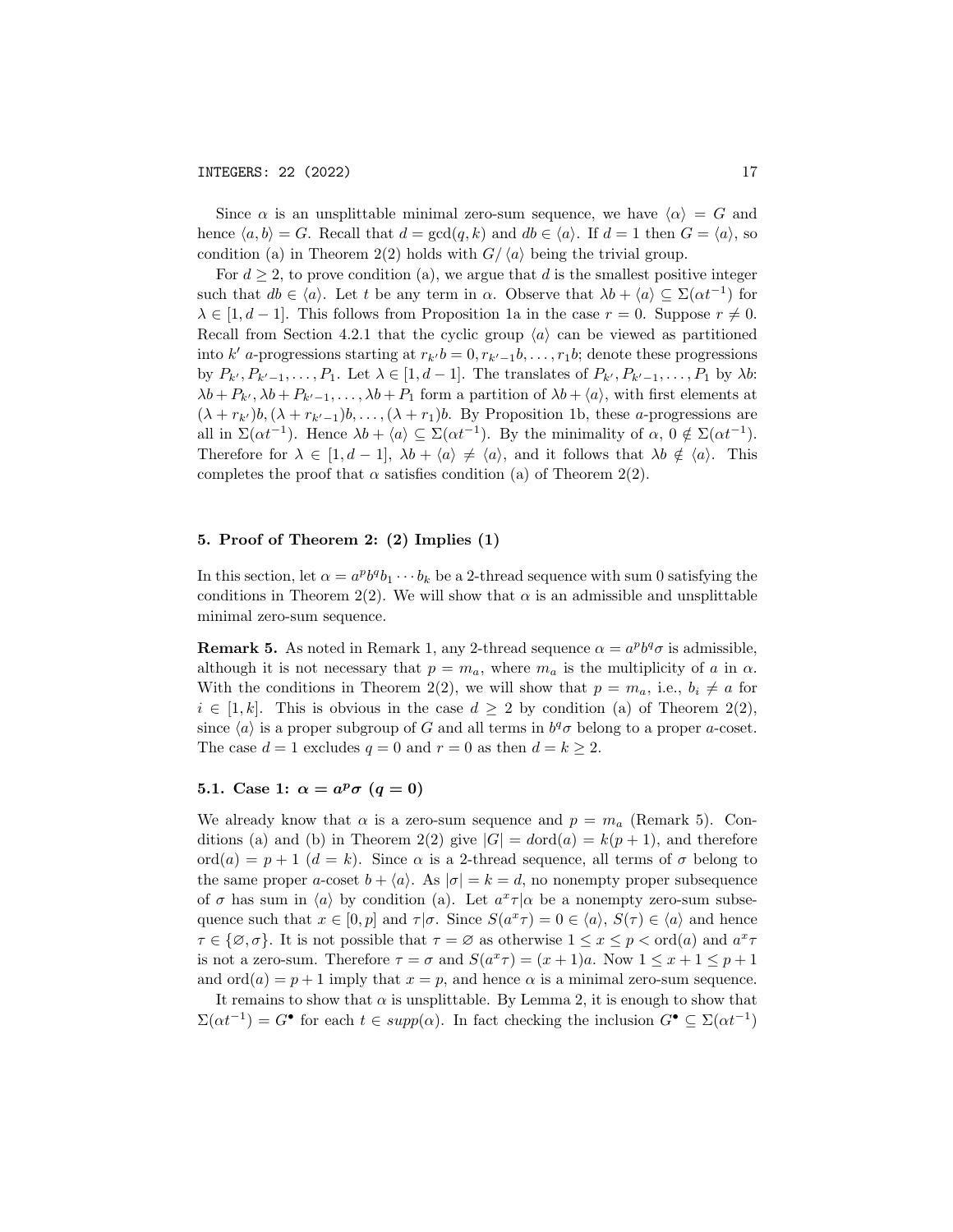Since $\alpha$ is an unsplittable minimal zero-sum sequence, we have $\langle \alpha \rangle = G$ and hence $\langle a, b \rangle = G$. Recall that $d = \gcd(q, k)$ and $db \in \langle a \rangle$. If $d = 1$ then $G = \langle a \rangle$, so condition (a) in Theorem 2(2) holds with $G/\langle a \rangle$ being the trivial group.

For $d \geq 2$, to prove condition (a), we argue that $d$ is the smallest positive integer such that $db \in \langle a \rangle$. Let $t$ be any term in $\alpha$. Observe that $\lambda b + \langle a \rangle \subseteq \Sigma(\alpha t^{-1})$ for $\lambda \in [1, d-1]$. This follows from Proposition 1a in the case $r = 0$. Suppose $r \neq 0$. Recall from Section 4.2.1 that the cyclic group $\langle a \rangle$ can be viewed as partitioned into $k'$ $a$-progressions starting at $r_{k'}b = 0, r_{k'-1}b, \ldots, r_1 b$; denote these progressions by $P_{k'}, P_{k'-1}, \ldots, P_1$. Let $\lambda \in [1, d-1]$. The translates of $P_{k'}, P_{k'-1}, \ldots, P_1$ by $\lambda b$: $\lambda b + P_{k'}, \lambda b + P_{k'-1}, \ldots, \lambda b + P_1$ form a partition of $\lambda b + \langle a \rangle$, with first elements at $(\lambda + r_{k'})b, (\lambda + r_{k'-1})b, \ldots, (\lambda + r_1)b$. By Proposition 1b, these $a$-progressions are all in $\Sigma(\alpha t^{-1})$. Hence $\lambda b + \langle a \rangle \subseteq \Sigma(\alpha t^{-1})$. By the minimality of $\alpha$, $0 \notin \Sigma(\alpha t^{-1})$. Therefore for $\lambda \in [1, d-1]$, $\lambda b + \langle a \rangle \neq \langle a \rangle$, and it follows that $\lambda b \notin \langle a \rangle$. This completes the proof that $\alpha$ satisfies condition (a) of Theorem 2(2).

## 5. Proof of Theorem 2: (2) Implies (1)

In this section, let $\alpha = a^p b^q b_1 \cdots b_k$ be a 2-thread sequence with sum 0 satisfying the conditions in Theorem 2(2). We will show that $\alpha$ is an admissible and unsplittable minimal zero-sum sequence.

**Remark 5.** As noted in Remark 1, any 2-thread sequence $\alpha = a^p b^q \sigma$ is admissible, although it is not necessary that $p = m_a$, where $m_a$ is the multiplicity of $a$ in $\alpha$. With the conditions in Theorem 2(2), we will show that $p = m_a$, i.e., $b_i \neq a$ for $i \in [1, k]$. This is obvious in the case $d \geq 2$ by condition (a) of Theorem 2(2), since $\langle a \rangle$ is a proper subgroup of $G$ and all terms in $b^q \sigma$ belong to a proper $a$-coset. The case $d = 1$ excludes $q = 0$ and $r = 0$ as then $d = k \geq 2$.

### 5.1. Case 1: $\alpha = a^p \sigma$ ($q = 0$)

We already know that $\alpha$ is a zero-sum sequence and $p = m_a$ (Remark 5). Conditions (a) and (b) in Theorem 2(2) give $|G| = d\text{ord}(a) = k(p+1)$, and therefore $\text{ord}(a) = p + 1$ ($d = k$). Since $\alpha$ is a 2-thread sequence, all terms of $\sigma$ belong to the same proper $a$-coset $b + \langle a \rangle$. As $|\sigma| = k = d$, no nonempty proper subsequence of $\sigma$ has sum in $\langle a \rangle$ by condition (a). Let $a^x \tau | \alpha$ be a nonempty zero-sum subsequence such that $x \in [0, p]$ and $\tau | \sigma$. Since $S(a^x \tau) = 0 \in \langle a \rangle$, $S(\tau) \in \langle a \rangle$ and hence $\tau \in \{\varnothing, \sigma\}$. It is not possible that $\tau = \varnothing$ as otherwise $1 \leq x \leq p < \text{ord}(a)$ and $a^x \tau$ is not a zero-sum. Therefore $\tau = \sigma$ and $S(a^x \tau) = (x+1)a$. Now $1 \leq x + 1 \leq p + 1$ and $\text{ord}(a) = p + 1$ imply that $x = p$, and hence $\alpha$ is a minimal zero-sum sequence.

It remains to show that $\alpha$ is unsplittable. By Lemma 2, it is enough to show that $\Sigma(\alpha t^{-1}) = G^\bullet$ for each $t \in supp(\alpha)$. In fact checking the inclusion $G^\bullet \subseteq \Sigma(\alpha t^{-1})$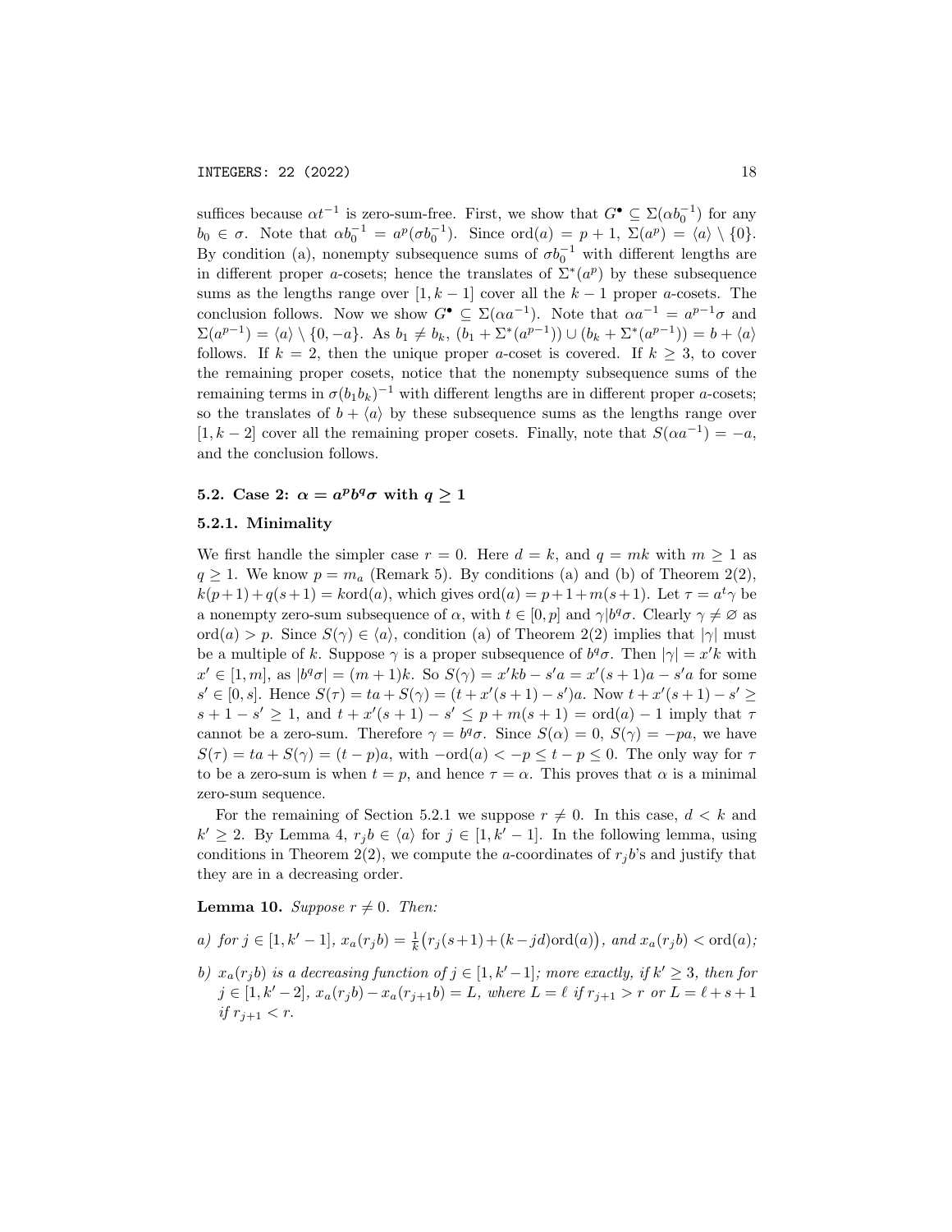suffices because $\alpha t^{-1}$ is zero-sum-free. First, we show that $G^\bullet \subseteq \Sigma(\alpha b_0^{-1})$ for any $b_0 \in \sigma$. Note that $\alpha b_0^{-1} = a^p(\sigma b_0^{-1})$. Since $\mathrm{ord}(a) = p+1$, $\Sigma(a^p) = \langle a \rangle \setminus \{0\}$. By condition (a), nonempty subsequence sums of $\sigma b_0^{-1}$ with different lengths are in different proper $a$-cosets; hence the translates of $\Sigma^*(a^p)$ by these subsequence sums as the lengths range over $[1, k-1]$ cover all the $k-1$ proper $a$-cosets. The conclusion follows. Now we show $G^\bullet \subseteq \Sigma(\alpha a^{-1})$. Note that $\alpha a^{-1} = a^{p-1}\sigma$ and $\Sigma(a^{p-1}) = \langle a \rangle \setminus \{0, -a\}$. As $b_1 \neq b_k$, $(b_1 + \Sigma^*(a^{p-1})) \cup (b_k + \Sigma^*(a^{p-1})) = b + \langle a \rangle$ follows. If $k = 2$, then the unique proper $a$-coset is covered. If $k \geq 3$, to cover the remaining proper cosets, notice that the nonempty subsequence sums of the remaining terms in $\sigma(b_1 b_k)^{-1}$ with different lengths are in different proper $a$-cosets; so the translates of $b + \langle a \rangle$ by these subsequence sums as the lengths range over $[1, k-2]$ cover all the remaining proper cosets. Finally, note that $S(\alpha a^{-1}) = -a$, and the conclusion follows.

## 5.2. Case 2: $\alpha = a^p b^q \sigma$ with $q \geq 1$

### 5.2.1. Minimality

We first handle the simpler case $r = 0$. Here $d = k$, and $q = mk$ with $m \geq 1$ as $q \geq 1$. We know $p = m_a$ (Remark 5). By conditions (a) and (b) of Theorem 2(2), $k(p+1) + q(s+1) = k\mathrm{ord}(a)$, which gives $\mathrm{ord}(a) = p + 1 + m(s+1)$. Let $\tau = a^t \gamma$ be a nonempty zero-sum subsequence of $\alpha$, with $t \in [0, p]$ and $\gamma | b^q \sigma$. Clearly $\gamma \neq \varnothing$ as $\mathrm{ord}(a) > p$. Since $S(\gamma) \in \langle a \rangle$, condition (a) of Theorem 2(2) implies that $|\gamma|$ must be a multiple of $k$. Suppose $\gamma$ is a proper subsequence of $b^q\sigma$. Then $|\gamma| = x'k$ with $x' \in [1, m]$, as $|b^q \sigma| = (m+1)k$. So $S(\gamma) = x'kb - s'a = x'(s+1)a - s'a$ for some $s' \in [0, s]$. Hence $S(\tau) = ta + S(\gamma) = (t + x'(s+1) - s')a$. Now $t + x'(s+1) - s' \geq s + 1 - s' \geq 1$, and $t + x'(s+1) - s' \leq p + m(s+1) = \mathrm{ord}(a) - 1$ imply that $\tau$ cannot be a zero-sum. Therefore $\gamma = b^q \sigma$. Since $S(\alpha) = 0$, $S(\gamma) = -pa$, we have $S(\tau) = ta + S(\gamma) = (t-p)a$, with $-\mathrm{ord}(a) < -p \leq t - p \leq 0$. The only way for $\tau$ to be a zero-sum is when $t = p$, and hence $\tau = \alpha$. This proves that $\alpha$ is a minimal zero-sum sequence.

For the remaining of Section 5.2.1 we suppose $r \neq 0$. In this case, $d < k$ and $k' \geq 2$. By Lemma 4, $r_j b \in \langle a \rangle$ for $j \in [1, k'-1]$. In the following lemma, using conditions in Theorem 2(2), we compute the $a$-coordinates of $r_j b$'s and justify that they are in a decreasing order.

**Lemma 10.** *Suppose $r \neq 0$. Then:*

*a) for $j \in [1, k'-1]$, $x_a(r_j b) = \frac{1}{k}\big(r_j(s+1) + (k - jd)\mathrm{ord}(a)\big)$, and $x_a(r_j b) < \mathrm{ord}(a)$;*

*b) $x_a(r_j b)$ is a decreasing function of $j \in [1, k'-1]$; more exactly, if $k' \geq 3$, then for $j \in [1, k'-2]$, $x_a(r_j b) - x_a(r_{j+1} b) = L$, where $L = \ell$ if $r_{j+1} > r$ or $L = \ell + s + 1$ if $r_{j+1} < r$.*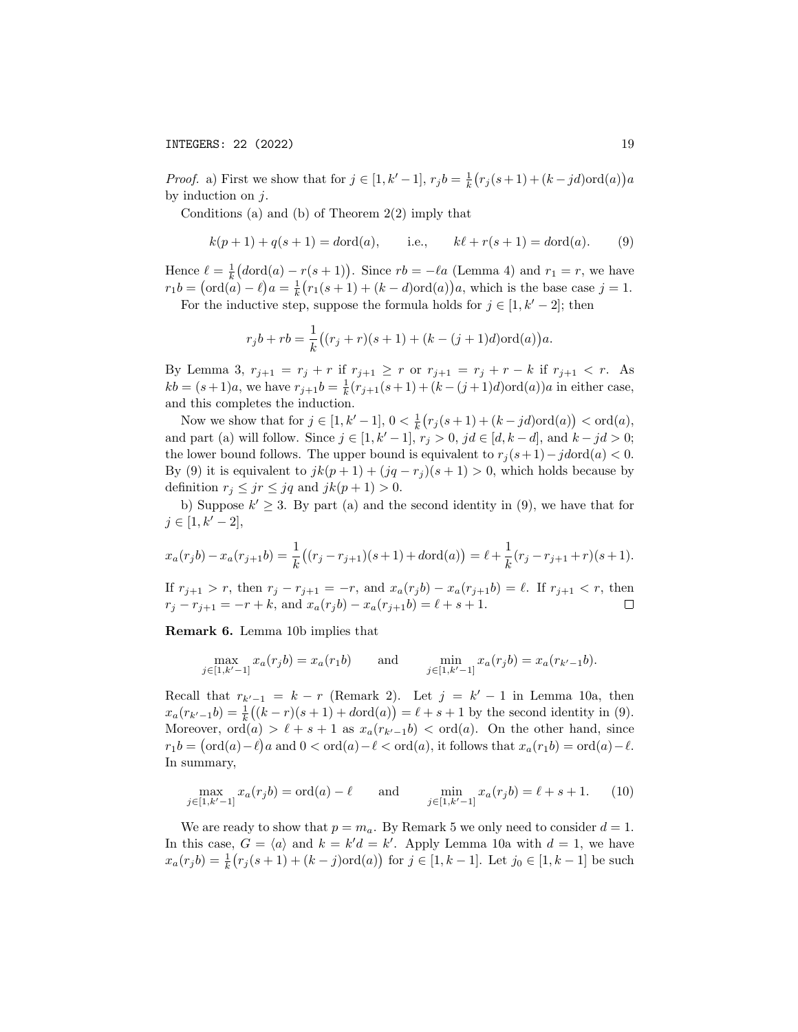*Proof.* a) First we show that for $j \in [1, k'-1]$, $r_j b = \frac{1}{k}\big(r_j(s+1) + (k - jd)\mathrm{ord}(a)\big)a$ by induction on $j$.

Conditions (a) and (b) of Theorem 2(2) imply that

$$k(p+1) + q(s+1) = d\mathrm{ord}(a), \qquad \text{i.e.,} \qquad k\ell + r(s+1) = d\mathrm{ord}(a). \tag{9}$$

Hence $\ell = \frac{1}{k}\big(d\mathrm{ord}(a) - r(s+1)\big)$. Since $rb = -\ell a$ (Lemma 4) and $r_1 = r$, we have $r_1 b = \big(\mathrm{ord}(a) - \ell\big)a = \frac{1}{k}\big(r_1(s+1) + (k-d)\mathrm{ord}(a)\big)a$, which is the base case $j = 1$.

For the inductive step, suppose the formula holds for $j \in [1, k'-2]$; then

$$r_j b + rb = \frac{1}{k}\big((r_j + r)(s+1) + (k - (j+1)d)\mathrm{ord}(a)\big)a.$$

By Lemma 3, $r_{j+1} = r_j + r$ if $r_{j+1} \geq r$ or $r_{j+1} = r_j + r - k$ if $r_{j+1} < r$. As $kb = (s+1)a$, we have $r_{j+1}b = \frac{1}{k}(r_{j+1}(s+1) + (k-(j+1)d)\mathrm{ord}(a))a$ in either case, and this completes the induction.

Now we show that for $j \in [1, k'-1]$, $0 < \frac{1}{k}\big(r_j(s+1) + (k - jd)\mathrm{ord}(a)\big) < \mathrm{ord}(a)$, and part (a) will follow. Since $j \in [1, k'-1]$, $r_j > 0$, $jd \in [d, k-d]$, and $k - jd > 0$; the lower bound follows. The upper bound is equivalent to $r_j(s+1) - jd\mathrm{ord}(a) < 0$. By (9) it is equivalent to $jk(p+1) + (jq - r_j)(s+1) > 0$, which holds because by definition $r_j \leq jr \leq jq$ and $jk(p+1) > 0$.

b) Suppose $k' \geq 3$. By part (a) and the second identity in (9), we have that for $j \in [1, k'-2]$,

$$x_a(r_j b) - x_a(r_{j+1}b) = \frac{1}{k}\big((r_j - r_{j+1})(s+1) + d\mathrm{ord}(a)\big) = \ell + \frac{1}{k}(r_j - r_{j+1} + r)(s+1).$$

If $r_{j+1} > r$, then $r_j - r_{j+1} = -r$, and $x_a(r_j b) - x_a(r_{j+1}b) = \ell$. If $r_{j+1} < r$, then $r_j - r_{j+1} = -r + k$, and $x_a(r_j b) - x_a(r_{j+1}b) = \ell + s + 1$. $\square$

**Remark 6.** Lemma 10b implies that

$$\max_{j \in [1, k'-1]} x_a(r_j b) = x_a(r_1 b) \qquad \text{and} \qquad \min_{j \in [1, k'-1]} x_a(r_j b) = x_a(r_{k'-1}b).$$

Recall that $r_{k'-1} = k - r$ (Remark 2). Let $j = k' - 1$ in Lemma 10a, then $x_a(r_{k'-1}b) = \frac{1}{k}\big((k-r)(s+1) + d\mathrm{ord}(a)\big) = \ell + s + 1$ by the second identity in (9). Moreover, $\mathrm{ord}(a) > \ell + s + 1$ as $x_a(r_{k'-1}b) < \mathrm{ord}(a)$. On the other hand, since $r_1 b = \big(\mathrm{ord}(a) - \ell\big)a$ and $0 < \mathrm{ord}(a) - \ell < \mathrm{ord}(a)$, it follows that $x_a(r_1 b) = \mathrm{ord}(a) - \ell$. In summary,

$$\max_{j \in [1, k'-1]} x_a(r_j b) = \mathrm{ord}(a) - \ell \qquad \text{and} \qquad \min_{j \in [1, k'-1]} x_a(r_j b) = \ell + s + 1. \tag{10}$$

We are ready to show that $p = m_a$. By Remark 5 we only need to consider $d = 1$. In this case, $G = \langle a \rangle$ and $k = k'd = k'$. Apply Lemma 10a with $d = 1$, we have $x_a(r_j b) = \frac{1}{k}\big(r_j(s+1) + (k-j)\mathrm{ord}(a)\big)$ for $j \in [1, k-1]$. Let $j_0 \in [1, k-1]$ be such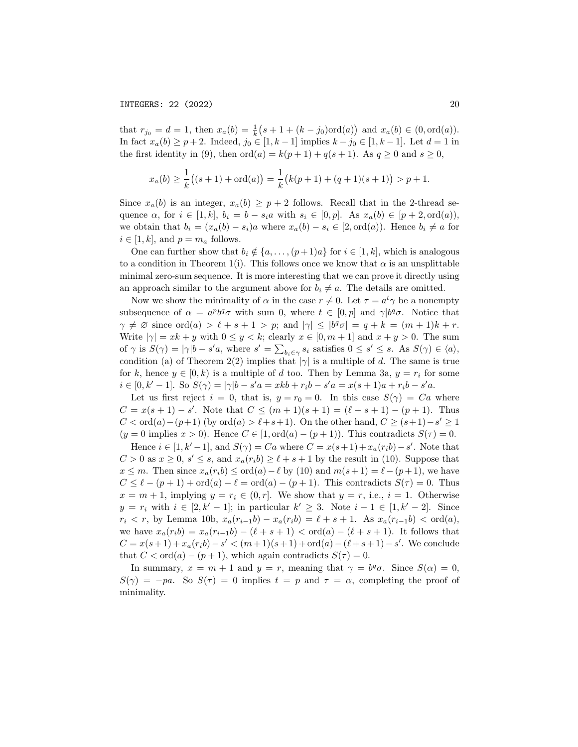that $r_{j_0} = d = 1$, then $x_a(b) = \frac{1}{k}\big(s + 1 + (k - j_0)\mathrm{ord}(a)\big)$ and $x_a(b) \in (0, \mathrm{ord}(a))$. In fact $x_a(b) \geq p + 2$. Indeed, $j_0 \in [1, k-1]$ implies $k - j_0 \in [1, k-1]$. Let $d = 1$ in the first identity in (9), then $\mathrm{ord}(a) = k(p+1) + q(s+1)$. As $q \geq 0$ and $s \geq 0$,

$$x_a(b) \geq \frac{1}{k}\big((s+1) + \mathrm{ord}(a)\big) = \frac{1}{k}\big(k(p+1) + (q+1)(s+1)\big) > p + 1.$$

Since $x_a(b)$ is an integer, $x_a(b) \geq p + 2$ follows. Recall that in the 2-thread sequence $\alpha$, for $i \in [1, k]$, $b_i = b - s_i a$ with $s_i \in [0, p]$. As $x_a(b) \in [p+2, \mathrm{ord}(a))$, we obtain that $b_i = (x_a(b) - s_i)a$ where $x_a(b) - s_i \in [2, \mathrm{ord}(a))$. Hence $b_i \neq a$ for $i \in [1, k]$, and $p = m_a$ follows.

One can further show that $b_i \notin \{a, \ldots, (p+1)a\}$ for $i \in [1, k]$, which is analogous to a condition in Theorem 1(i). This follows once we know that $\alpha$ is an unsplittable minimal zero-sum sequence. It is more interesting that we can prove it directly using an approach similar to the argument above for $b_i \neq a$. The details are omitted.

Now we show the minimality of $\alpha$ in the case $r \neq 0$. Let $\tau = a^t\gamma$ be a nonempty subsequence of $\alpha = a^p b^q \sigma$ with sum 0, where $t \in [0, p]$ and $\gamma | b^q\sigma$. Notice that $\gamma \neq \varnothing$ since $\mathrm{ord}(a) > \ell + s + 1 > p$; and $|\gamma| \leq |b^q\sigma| = q + k = (m+1)k + r$. Write $|\gamma| = xk + y$ with $0 \leq y < k$; clearly $x \in [0, m+1]$ and $x + y > 0$. The sum of $\gamma$ is $S(\gamma) = |\gamma|b - s'a$, where $s' = \sum_{b_i \in \gamma} s_i$ satisfies $0 \leq s' \leq s$. As $S(\gamma) \in \langle a \rangle$, condition (a) of Theorem 2(2) implies that $|\gamma|$ is a multiple of $d$. The same is true for $k$, hence $y \in [0, k)$ is a multiple of $d$ too. Then by Lemma 3a, $y = r_i$ for some $i \in [0, k'-1]$. So $S(\gamma) = |\gamma|b - s'a = xkb + r_i b - s'a = x(s+1)a + r_i b - s'a$.

Let us first reject $i = 0$, that is, $y = r_0 = 0$. In this case $S(\gamma) = Ca$ where $C = x(s+1) - s'$. Note that $C \leq (m+1)(s+1) = (\ell + s + 1) - (p+1)$. Thus $C < \mathrm{ord}(a) - (p+1)$ (by $\mathrm{ord}(a) > \ell + s + 1$). On the other hand, $C \geq (s+1) - s' \geq 1$ ($y = 0$ implies $x > 0$). Hence $C \in [1, \mathrm{ord}(a) - (p+1))$. This contradicts $S(\tau) = 0$.

Hence $i \in [1, k'-1]$, and $S(\gamma) = Ca$ where $C = x(s+1) + x_a(r_i b) - s'$. Note that $C > 0$ as $x \geq 0$, $s' \leq s$, and $x_a(r_i b) \geq \ell + s + 1$ by the result in (10). Suppose that $x \leq m$. Then since $x_a(r_i b) \leq \mathrm{ord}(a) - \ell$ by (10) and $m(s+1) = \ell - (p+1)$, we have $C \leq \ell - (p+1) + \mathrm{ord}(a) - \ell = \mathrm{ord}(a) - (p+1)$. This contradicts $S(\tau) = 0$. Thus $x = m + 1$, implying $y = r_i \in (0, r]$. We show that $y = r$, i.e., $i = 1$. Otherwise $y = r_i$ with $i \in [2, k'-1]$; in particular $k' \geq 3$. Note $i - 1 \in [1, k'-2]$. Since $r_i < r$, by Lemma 10b, $x_a(r_{i-1}b) - x_a(r_i b) = \ell + s + 1$. As $x_a(r_{i-1}b) < \mathrm{ord}(a)$, we have $x_a(r_i b) = x_a(r_{i-1}b) - (\ell + s + 1) < \mathrm{ord}(a) - (\ell + s + 1)$. It follows that $C = x(s+1) + x_a(r_i b) - s' < (m+1)(s+1) + \mathrm{ord}(a) - (\ell + s + 1) - s'$. We conclude that $C < \mathrm{ord}(a) - (p+1)$, which again contradicts $S(\tau) = 0$.

In summary, $x = m + 1$ and $y = r$, meaning that $\gamma = b^q\sigma$. Since $S(\alpha) = 0$, $S(\gamma) = -pa$. So $S(\tau) = 0$ implies $t = p$ and $\tau = \alpha$, completing the proof of minimality.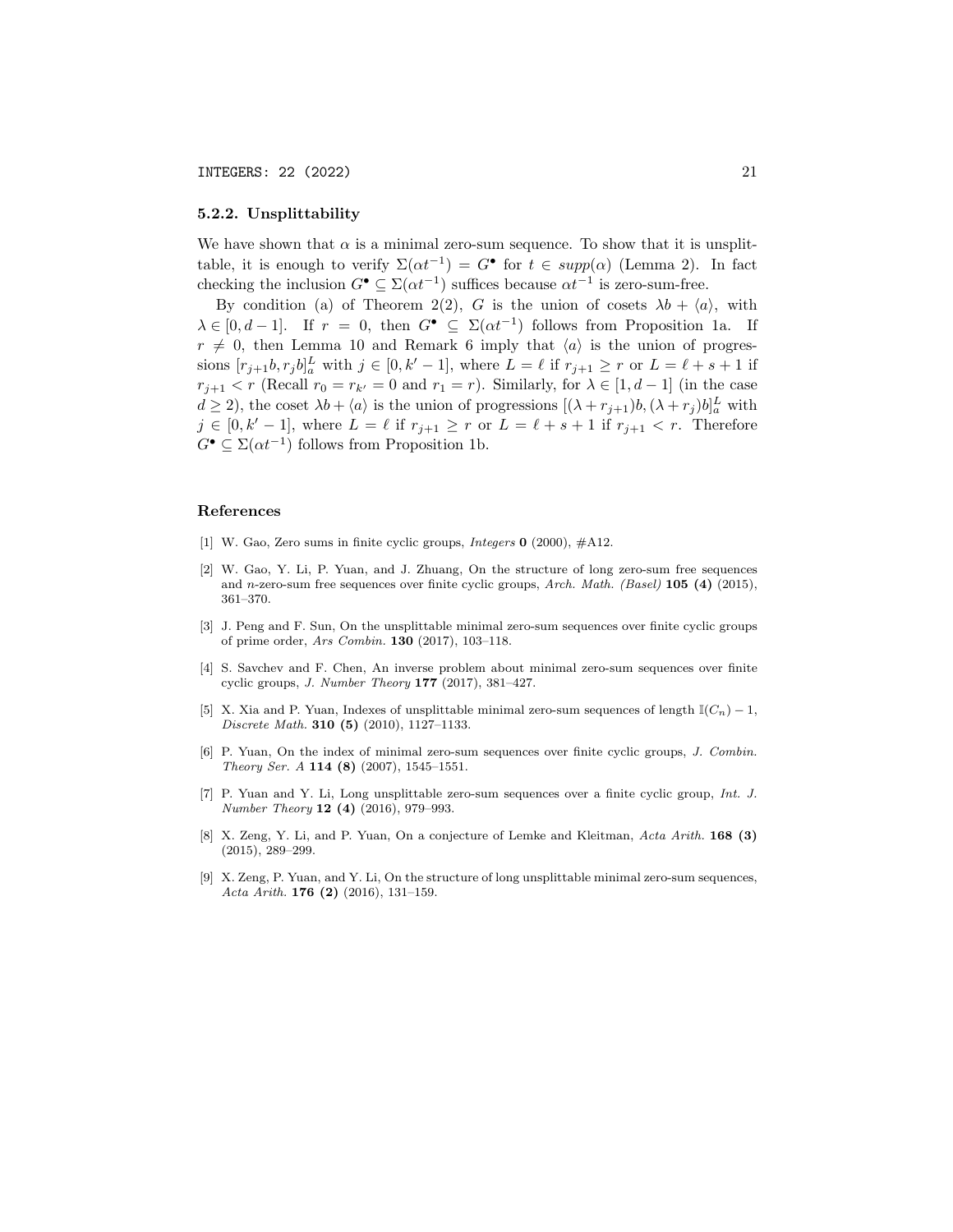### 5.2.2. Unsplittability

We have shown that $\alpha$ is a minimal zero-sum sequence. To show that it is unsplittable, it is enough to verify $\Sigma(\alpha t^{-1}) = G^\bullet$ for $t \in supp(\alpha)$ (Lemma 2). In fact checking the inclusion $G^\bullet \subseteq \Sigma(\alpha t^{-1})$ suffices because $\alpha t^{-1}$ is zero-sum-free.

By condition (a) of Theorem 2(2), $G$ is the union of cosets $\lambda b + \langle a \rangle$, with $\lambda \in [0, d-1]$. If $r = 0$, then $G^\bullet \subseteq \Sigma(\alpha t^{-1})$ follows from Proposition 1a. If $r \neq 0$, then Lemma 10 and Remark 6 imply that $\langle a \rangle$ is the union of progressions $[r_{j+1}b, r_j b]_a^L$ with $j \in [0, k'-1]$, where $L = \ell$ if $r_{j+1} \geq r$ or $L = \ell + s + 1$ if $r_{j+1} < r$ (Recall $r_0 = r_{k'} = 0$ and $r_1 = r$). Similarly, for $\lambda \in [1, d-1]$ (in the case $d \geq 2$), the coset $\lambda b + \langle a \rangle$ is the union of progressions $[(\lambda + r_{j+1})b, (\lambda + r_j)b]_a^L$ with $j \in [0, k'-1]$, where $L = \ell$ if $r_{j+1} \geq r$ or $L = \ell + s + 1$ if $r_{j+1} < r$. Therefore $G^\bullet \subseteq \Sigma(\alpha t^{-1})$ follows from Proposition 1b.

## References

[1] W. Gao, Zero sums in finite cyclic groups, *Integers* **0** (2000), #A12.

[2] W. Gao, Y. Li, P. Yuan, and J. Zhuang, On the structure of long zero-sum free sequences and $n$-zero-sum free sequences over finite cyclic groups, *Arch. Math. (Basel)* **105 (4)** (2015), 361–370.

[3] J. Peng and F. Sun, On the unsplittable minimal zero-sum sequences over finite cyclic groups of prime order, *Ars Combin.* **130** (2017), 103–118.

[4] S. Savchev and F. Chen, An inverse problem about minimal zero-sum sequences over finite cyclic groups, *J. Number Theory* **177** (2017), 381–427.

[5] X. Xia and P. Yuan, Indexes of unsplittable minimal zero-sum sequences of length $\mathbb{I}(C_n) - 1$, *Discrete Math.* **310 (5)** (2010), 1127–1133.

[6] P. Yuan, On the index of minimal zero-sum sequences over finite cyclic groups, *J. Combin. Theory Ser. A* **114 (8)** (2007), 1545–1551.

[7] P. Yuan and Y. Li, Long unsplittable zero-sum sequences over a finite cyclic group, *Int. J. Number Theory* **12 (4)** (2016), 979–993.

[8] X. Zeng, Y. Li, and P. Yuan, On a conjecture of Lemke and Kleitman, *Acta Arith.* **168 (3)** (2015), 289–299.

[9] X. Zeng, P. Yuan, and Y. Li, On the structure of long unsplittable minimal zero-sum sequences, *Acta Arith.* **176 (2)** (2016), 131–159.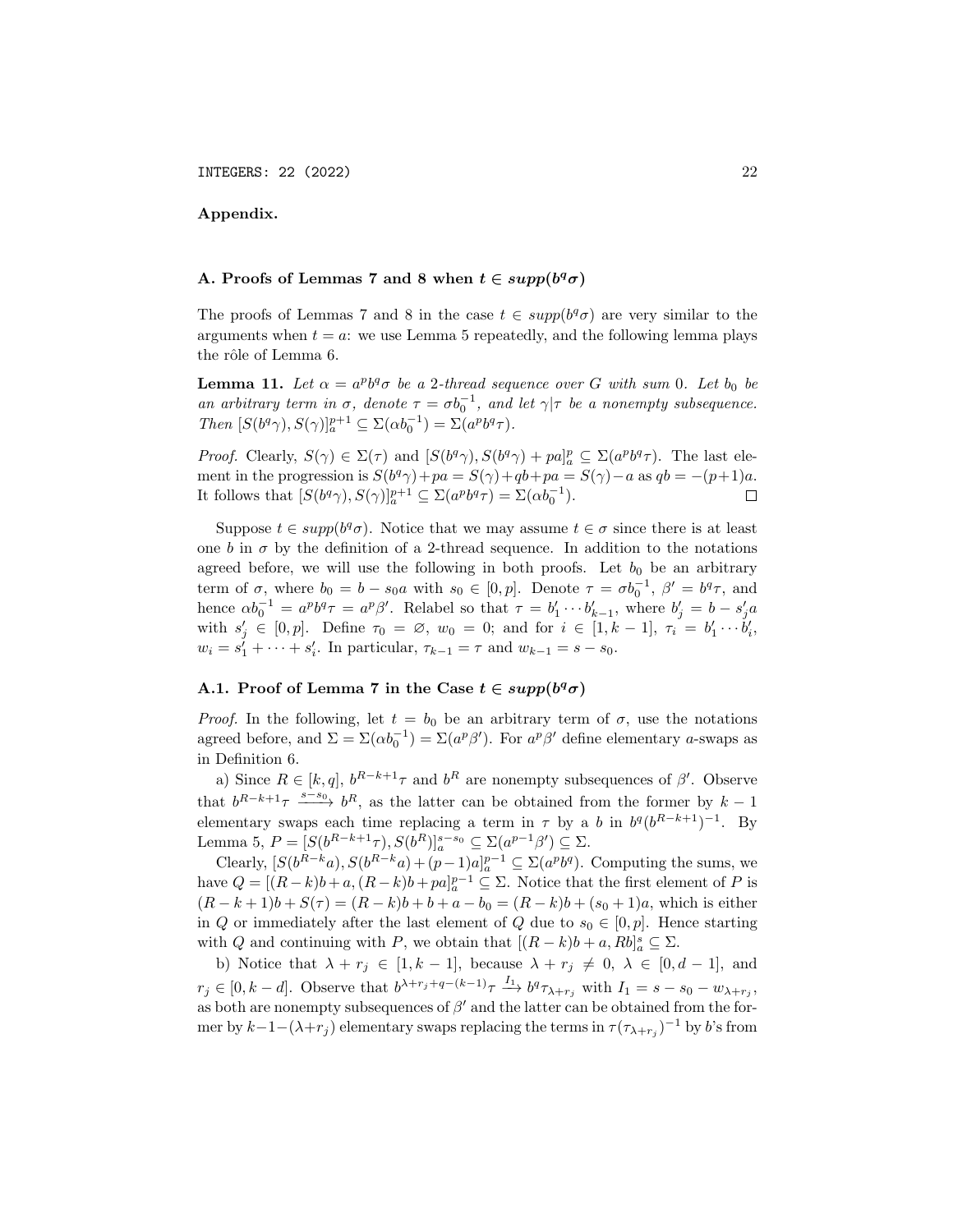**Appendix.**

### A. Proofs of Lemmas 7 and 8 when $t \in supp(b^q\sigma)$

The proofs of Lemmas 7 and 8 in the case $t \in supp(b^q\sigma)$ are very similar to the arguments when $t = a$: we use Lemma 5 repeatedly, and the following lemma plays the rôle of Lemma 6.

**Lemma 11.** *Let $\alpha = a^p b^q \sigma$ be a 2-thread sequence over $G$ with sum 0. Let $b_0$ be an arbitrary term in $\sigma$, denote $\tau = \sigma b_0^{-1}$, and let $\gamma | \tau$ be a nonempty subsequence. Then $[S(b^q\gamma), S(\gamma)]_a^{p+1} \subseteq \Sigma(\alpha b_0^{-1}) = \Sigma(a^p b^q \tau)$.*

*Proof.* Clearly, $S(\gamma) \in \Sigma(\tau)$ and $[S(b^q\gamma), S(b^q\gamma) + pa]_a^p \subseteq \Sigma(a^p b^q \tau)$. The last element in the progression is $S(b^q\gamma) + pa = S(\gamma) + qb + pa = S(\gamma) - a$ as $qb = -(p+1)a$. It follows that $[S(b^q\gamma), S(\gamma)]_a^{p+1} \subseteq \Sigma(a^p b^q \tau) = \Sigma(\alpha b_0^{-1})$. $\square$

Suppose $t \in supp(b^q\sigma)$. Notice that we may assume $t \in \sigma$ since there is at least one $b$ in $\sigma$ by the definition of a 2-thread sequence. In addition to the notations agreed before, we will use the following in both proofs. Let $b_0$ be an arbitrary term of $\sigma$, where $b_0 = b - s_0 a$ with $s_0 \in [0, p]$. Denote $\tau = \sigma b_0^{-1}$, $\beta' = b^q \tau$, and hence $\alpha b_0^{-1} = a^p b^q \tau = a^p \beta'$. Relabel so that $\tau = b'_1 \cdots b'_{k-1}$, where $b'_j = b - s'_j a$ with $s'_j \in [0, p]$. Define $\tau_0 = \varnothing$, $w_0 = 0$; and for $i \in [1, k-1]$, $\tau_i = b'_1 \cdots b'_i$, $w_i = s'_1 + \cdots + s'_i$. In particular, $\tau_{k-1} = \tau$ and $w_{k-1} = s - s_0$.

### A.1. Proof of Lemma 7 in the Case $t \in supp(b^q\sigma)$

*Proof.* In the following, let $t = b_0$ be an arbitrary term of $\sigma$, use the notations agreed before, and $\Sigma = \Sigma(\alpha b_0^{-1}) = \Sigma(a^p \beta')$. For $a^p \beta'$ define elementary $a$-swaps as in Definition 6.

a) Since $R \in [k, q]$, $b^{R-k+1}\tau$ and $b^R$ are nonempty subsequences of $\beta'$. Observe that $b^{R-k+1}\tau \xrightarrow{s-s_0} b^R$, as the latter can be obtained from the former by $k-1$ elementary swaps each time replacing a term in $\tau$ by a $b$ in $b^q(b^{R-k+1})^{-1}$. By Lemma 5, $P = [S(b^{R-k+1}\tau), S(b^R)]_a^{s-s_0} \subseteq \Sigma(a^{p-1}\beta') \subseteq \Sigma$.

Clearly, $[S(b^{R-k}a), S(b^{R-k}a) + (p-1)a]_a^{p-1} \subseteq \Sigma(a^p b^q)$. Computing the sums, we have $Q = [(R-k)b + a, (R-k)b + pa]_a^{p-1} \subseteq \Sigma$. Notice that the first element of $P$ is $(R-k+1)b + S(\tau) = (R-k)b + b + a - b_0 = (R-k)b + (s_0+1)a$, which is either in $Q$ or immediately after the last element of $Q$ due to $s_0 \in [0, p]$. Hence starting with $Q$ and continuing with $P$, we obtain that $[(R-k)b + a, Rb]_a^s \subseteq \Sigma$.

b) Notice that $\lambda + r_j \in [1, k-1]$, because $\lambda + r_j \neq 0$, $\lambda \in [0, d-1]$, and $r_j \in [0, k-d]$. Observe that $b^{\lambda + r_j + q - (k-1)}\tau \xrightarrow{I_1} b^q \tau_{\lambda + r_j}$ with $I_1 = s - s_0 - w_{\lambda + r_j}$, as both are nonempty subsequences of $\beta'$ and the latter can be obtained from the former by $k-1-(\lambda+r_j)$ elementary swaps replacing the terms in $\tau(\tau_{\lambda+r_j})^{-1}$ by $b$'s from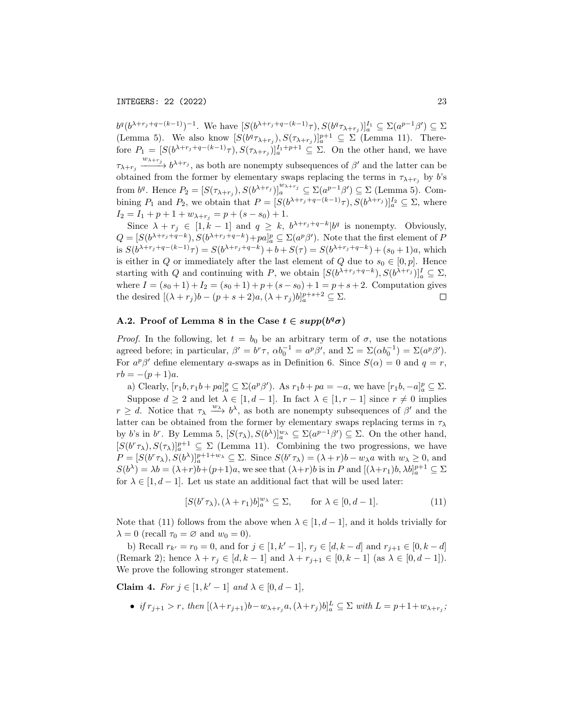$b^q(b^{\lambda+r_j+q-(k-1)})^{-1}$. We have $[S(b^{\lambda+r_j+q-(k-1)}\tau), S(b^q\tau_{\lambda+r_j})]_a^{I_1} \subseteq \Sigma(a^{p-1}\beta') \subseteq \Sigma$ (Lemma 5). We also know $[S(b^q\tau_{\lambda+r_j}), S(\tau_{\lambda+r_j})]_a^{p+1} \subseteq \Sigma$ (Lemma 11). Therefore $P_1 = [S(b^{\lambda+r_j+q-(k-1)}\tau), S(\tau_{\lambda+r_j})]_a^{I_1+p+1} \subseteq \Sigma$. On the other hand, we have $\tau_{\lambda+r_j} \xrightarrow{w_{\lambda+r_j}} b^{\lambda+r_j}$, as both are nonempty subsequences of $\beta'$ and the latter can be obtained from the former by elementary swaps replacing the terms in $\tau_{\lambda+r_j}$ by $b$'s from $b^q$. Hence $P_2 = [S(\tau_{\lambda+r_j}), S(b^{\lambda+r_j})]_a^{w_{\lambda+r_j}} \subseteq \Sigma(a^{p-1}\beta') \subseteq \Sigma$ (Lemma 5). Combining $P_1$ and $P_2$, we obtain that $P = [S(b^{\lambda+r_j+q-(k-1)}\tau), S(b^{\lambda+r_j})]_a^{I_2} \subseteq \Sigma$, where $I_2 = I_1 + p + 1 + w_{\lambda+r_j} = p + (s - s_0) + 1$.

Since $\lambda + r_j \in [1, k-1]$ and $q \geq k$, $b^{\lambda+r_j+q-k}|b^q$ is nonempty. Obviously, $Q = [S(b^{\lambda+r_j+q-k}), S(b^{\lambda+r_j+q-k}) + pa]_a^p \subseteq \Sigma(a^p\beta')$. Note that the first element of $P$ is $S(b^{\lambda+r_j+q-(k-1)}\tau) = S(b^{\lambda+r_j+q-k}) + b + S(\tau) = S(b^{\lambda+r_j+q-k}) + (s_0+1)a$, which is either in $Q$ or immediately after the last element of $Q$ due to $s_0 \in [0, p]$. Hence starting with $Q$ and continuing with $P$, we obtain $[S(b^{\lambda+r_j+q-k}), S(b^{\lambda+r_j})]_a^I \subseteq \Sigma$, where $I = (s_0+1) + I_2 = (s_0+1) + p + (s - s_0) + 1 = p + s + 2$. Computation gives the desired $[(\lambda + r_j)b - (p+s+2)a, (\lambda + r_j)b]_a^{p+s+2} \subseteq \Sigma$. $\square$

### A.2. Proof of Lemma 8 in the Case $t \in supp(b^q\sigma)$

*Proof.* In the following, let $t = b_0$ be an arbitrary term of $\sigma$, use the notations agreed before; in particular, $\beta' = b^r\tau$, $\alpha b_0^{-1} = a^p\beta'$, and $\Sigma = \Sigma(\alpha b_0^{-1}) = \Sigma(a^p\beta')$. For $a^p\beta'$ define elementary $a$-swaps as in Definition 6. Since $S(\alpha) = 0$ and $q = r$, $rb = -(p+1)a$.

a) Clearly, $[r_1 b, r_1 b + pa]_a^p \subseteq \Sigma(a^p\beta')$. As $r_1 b + pa = -a$, we have $[r_1 b, -a]_a^p \subseteq \Sigma$.

Suppose $d \geq 2$ and let $\lambda \in [1, d-1]$. In fact $\lambda \in [1, r-1]$ since $r \neq 0$ implies $r \geq d$. Notice that $\tau_\lambda \xrightarrow{w_\lambda} b^\lambda$, as both are nonempty subsequences of $\beta'$ and the latter can be obtained from the former by elementary swaps replacing terms in $\tau_\lambda$ by $b$'s in $b^r$. By Lemma 5, $[S(\tau_\lambda), S(b^\lambda)]_a^{w_\lambda} \subseteq \Sigma(a^{p-1}\beta') \subseteq \Sigma$. On the other hand, $[S(b^r\tau_\lambda), S(\tau_\lambda)]_a^{p+1} \subseteq \Sigma$ (Lemma 11). Combining the two progressions, we have $P = [S(b^r\tau_\lambda), S(b^\lambda)]_a^{p+1+w_\lambda} \subseteq \Sigma$. Since $S(b^r\tau_\lambda) = (\lambda + r)b - w_\lambda a$ with $w_\lambda \geq 0$, and $S(b^\lambda) = \lambda b = (\lambda + r)b + (p+1)a$, we see that $(\lambda + r)b$ is in $P$ and $[(\lambda + r_1)b, \lambda b]_a^{p+1} \subseteq \Sigma$ for $\lambda \in [1, d-1]$. Let us state an additional fact that will be used later:

$$[S(b^r\tau_\lambda), (\lambda + r_1)b]_a^{w_\lambda} \subseteq \Sigma, \qquad \text{for } \lambda \in [0, d-1]. \tag{11}$$

Note that (11) follows from the above when $\lambda \in [1, d-1]$, and it holds trivially for $\lambda = 0$ (recall $\tau_0 = \varnothing$ and $w_0 = 0$).

b) Recall $r_{k'} = r_0 = 0$, and for $j \in [1, k'-1]$, $r_j \in [d, k-d]$ and $r_{j+1} \in [0, k-d]$ (Remark 2); hence $\lambda + r_j \in [d, k-1]$ and $\lambda + r_{j+1} \in [0, k-1]$ (as $\lambda \in [0, d-1]$). We prove the following stronger statement.

**Claim 4.** *For $j \in [1, k'-1]$ and $\lambda \in [0, d-1]$,*

- *if $r_{j+1} > r$, then $[(\lambda + r_{j+1})b - w_{\lambda+r_j}a, (\lambda + r_j)b]_a^L \subseteq \Sigma$ with $L = p+1+w_{\lambda+r_j}$;*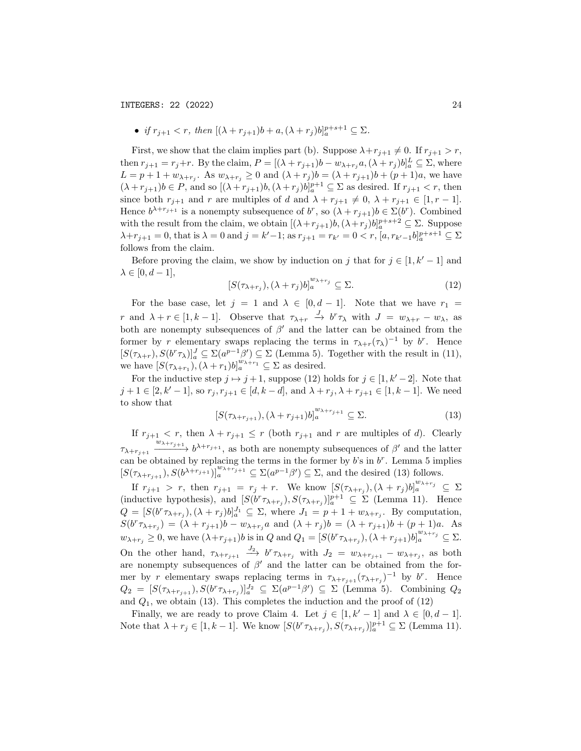- *if* $r_{j+1} < r$, *then* $[(\lambda + r_{j+1})b + a, (\lambda + r_j)b]_a^{p+s+1} \subseteq \Sigma$.

First, we show that the claim implies part (b). Suppose $\lambda + r_{j+1} \neq 0$. If $r_{j+1} > r$, then $r_{j+1} = r_j + r$. By the claim, $P = [(\lambda + r_{j+1})b - w_{\lambda+r_j}a, (\lambda + r_j)b]_a^L \subseteq \Sigma$, where $L = p + 1 + w_{\lambda+r_j}$. As $w_{\lambda+r_j} \geq 0$ and $(\lambda + r_j)b = (\lambda + r_{j+1})b + (p+1)a$, we have $(\lambda + r_{j+1})b \in P$, and so $[(\lambda + r_{j+1})b, (\lambda + r_j)b]_a^{p+1} \subseteq \Sigma$ as desired. If $r_{j+1} < r$, then since both $r_{j+1}$ and $r$ are multiples of $d$ and $\lambda + r_{j+1} \neq 0$, $\lambda + r_{j+1} \in [1, r-1]$. Hence $b^{\lambda + r_{j+1}}$ is a nonempty subsequence of $b^r$, so $(\lambda + r_j)b \in \Sigma(b^r)$. Combined with the result from the claim, we obtain $[(\lambda + r_{j+1})b, (\lambda + r_j)b]_a^{p+s+2} \subseteq \Sigma$. Suppose $\lambda + r_{j+1} = 0$, that is $\lambda = 0$ and $j = k'-1$; as $r_{j+1} = r_{k'} = 0 < r$, $[a, r_{k'-1}b]_a^{p+s+1} \subseteq \Sigma$ follows from the claim.

Before proving the claim, we show by induction on $j$ that for $j \in [1, k'-1]$ and $\lambda \in [0, d-1]$,

$$[S(\tau_{\lambda+r_j}), (\lambda + r_j)b]_a^{w_{\lambda+r_j}} \subseteq \Sigma. \tag{12}$$

For the base case, let $j = 1$ and $\lambda \in [0, d-1]$. Note that we have $r_1 = r$ and $\lambda + r \in [1, k-1]$. Observe that $\tau_{\lambda+r} \xrightarrow{J} b^r \tau_\lambda$ with $J = w_{\lambda+r} - w_\lambda$, as both are nonempty subsequences of $\beta'$ and the latter can be obtained from the former by $r$ elementary swaps replacing the terms in $\tau_{\lambda+r}(\tau_\lambda)^{-1}$ by $b^r$. Hence $[S(\tau_{\lambda+r}), S(b^r\tau_\lambda)]_a^J \subseteq \Sigma(a^{p-1}\beta') \subseteq \Sigma$ (Lemma 5). Together with the result in (11), we have $[S(\tau_{\lambda+r_1}), (\lambda + r_1)b]_a^{w_{\lambda+r_1}} \subseteq \Sigma$ as desired.

For the inductive step $j \mapsto j+1$, suppose (12) holds for $j \in [1, k'-2]$. Note that $j+1 \in [2, k'-1]$, so $r_j, r_{j+1} \in [d, k-d]$, and $\lambda + r_j, \lambda + r_{j+1} \in [1, k-1]$. We need to show that

$$[S(\tau_{\lambda+r_{j+1}}), (\lambda + r_{j+1})b]_a^{w_{\lambda+r_{j+1}}} \subseteq \Sigma. \tag{13}$$

If $r_{j+1} < r$, then $\lambda + r_{j+1} \leq r$ (both $r_{j+1}$ and $r$ are multiples of $d$). Clearly $\tau_{\lambda+r_{j+1}} \xrightarrow{w_{\lambda+r_{j+1}}} b^{\lambda+r_{j+1}}$, as both are nonempty subsequences of $\beta'$ and the latter can be obtained by replacing the terms in the former by $b$'s in $b^r$. Lemma 5 implies $[S(\tau_{\lambda+r_{j+1}}), S(b^{\lambda+r_{j+1}})]_a^{w_{\lambda+r_{j+1}}} \subseteq \Sigma(a^{p-1}\beta') \subseteq \Sigma$, and the desired (13) follows.

If $r_{j+1} > r$, then $r_{j+1} = r_j + r$. We know $[S(\tau_{\lambda+r_j}), (\lambda + r_j)b]_a^{w_{\lambda+r_j}} \subseteq \Sigma$ (inductive hypothesis), and $[S(b^r\tau_{\lambda+r_j}), S(\tau_{\lambda+r_j})]_a^{p+1} \subseteq \Sigma$ (Lemma 11). Hence $Q = [S(b^r\tau_{\lambda+r_j}), (\lambda + r_j)b]_a^{J_1} \subseteq \Sigma$, where $J_1 = p + 1 + w_{\lambda+r_j}$. By computation, $S(b^r\tau_{\lambda+r_j}) = (\lambda + r_{j+1})b - w_{\lambda+r_j}a$ and $(\lambda + r_j)b = (\lambda + r_{j+1})b + (p+1)a$. As $w_{\lambda+r_j} \geq 0$, we have $(\lambda + r_{j+1})b$ is in $Q$ and $Q_1 = [S(b^r\tau_{\lambda+r_j}), (\lambda + r_{j+1})b]_a^{w_{\lambda+r_j}} \subseteq \Sigma$. On the other hand, $\tau_{\lambda+r_{j+1}} \xrightarrow{J_2} b^r\tau_{\lambda+r_j}$ with $J_2 = w_{\lambda+r_{j+1}} - w_{\lambda+r_j}$, as both are nonempty subsequences of $\beta'$ and the latter can be obtained from the former by $r$ elementary swaps replacing terms in $\tau_{\lambda+r_{j+1}}(\tau_{\lambda+r_j})^{-1}$ by $b^r$. Hence $Q_2 = [S(\tau_{\lambda+r_{j+1}}), S(b^r\tau_{\lambda+r_j})]_a^{J_2} \subseteq \Sigma(a^{p-1}\beta') \subseteq \Sigma$ (Lemma 5). Combining $Q_2$ and $Q_1$, we obtain (13). This completes the induction and the proof of (12)

Finally, we are ready to prove Claim 4. Let $j \in [1, k'-1]$ and $\lambda \in [0, d-1]$. Note that $\lambda + r_j \in [1, k-1]$. We know $[S(b^r\tau_{\lambda+r_j}), S(\tau_{\lambda+r_j})]_a^{p+1} \subseteq \Sigma$ (Lemma 11).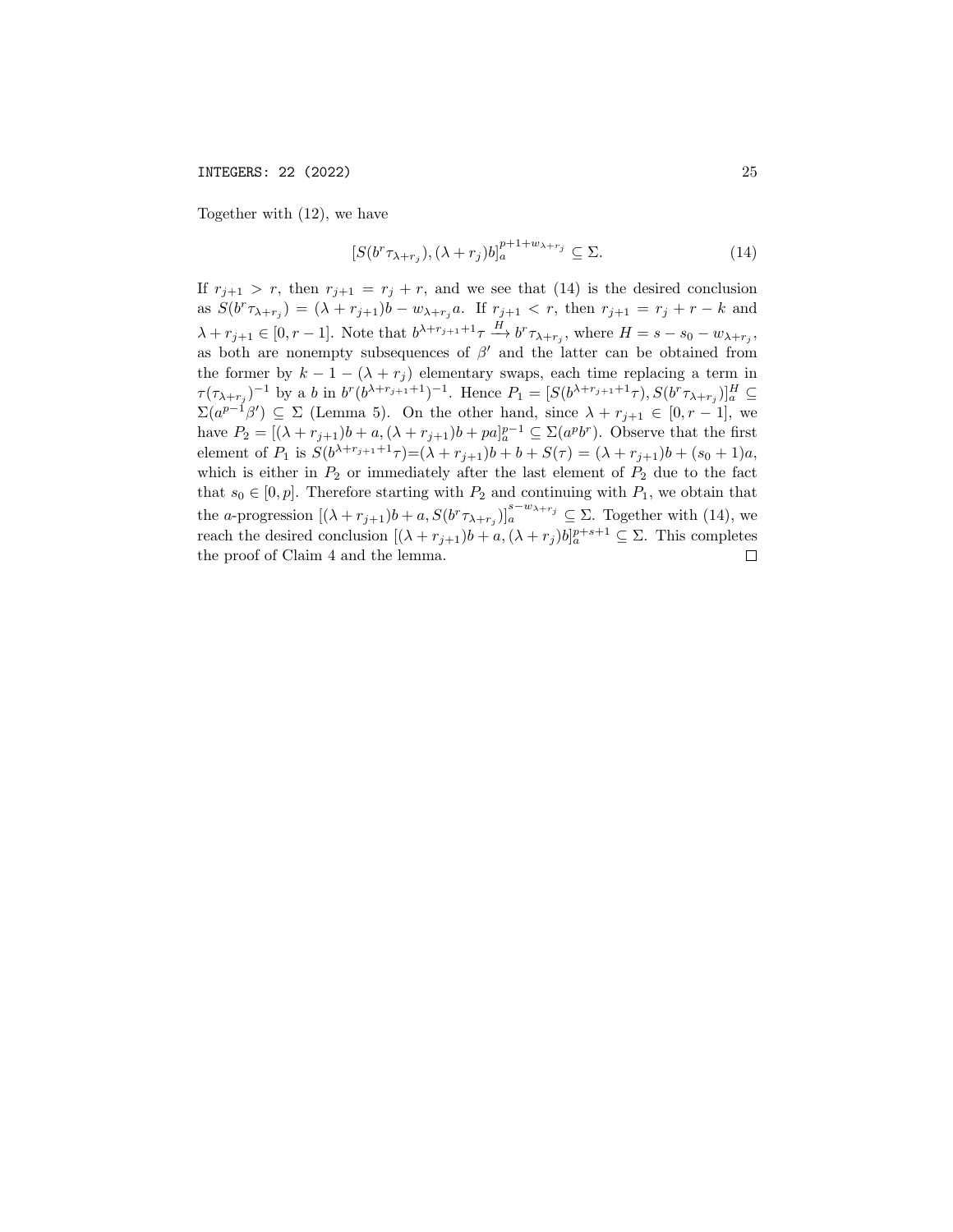Together with (12), we have

$$[S(b^r \tau_{\lambda+r_j}), (\lambda + r_j)b]_a^{p+1+w_{\lambda+r_j}} \subseteq \Sigma. \tag{14}$$

If $r_{j+1} > r$, then $r_{j+1} = r_j + r$, and we see that (14) is the desired conclusion as $S(b^r \tau_{\lambda+r_j}) = (\lambda + r_{j+1})b - w_{\lambda+r_j} a$. If $r_{j+1} < r$, then $r_{j+1} = r_j + r - k$ and $\lambda + r_{j+1} \in [0, r-1]$. Note that $b^{\lambda+r_{j+1}+1}\tau \xrightarrow{H} b^r \tau_{\lambda+r_j}$, where $H = s - s_0 - w_{\lambda+r_j}$, as both are nonempty subsequences of $\beta'$ and the latter can be obtained from the former by $k - 1 - (\lambda + r_j)$ elementary swaps, each time replacing a term in $\tau(\tau_{\lambda+r_j})^{-1}$ by a $b$ in $b^r(b^{\lambda+r_{j+1}+1})^{-1}$. Hence $P_1 = [S(b^{\lambda+r_{j+1}+1}\tau), S(b^r \tau_{\lambda+r_j})]_a^H \subseteq \Sigma(a^{p-1}\beta') \subseteq \Sigma$ (Lemma 5). On the other hand, since $\lambda + r_{j+1} \in [0, r-1]$, we have $P_2 = [(\lambda + r_{j+1})b + a, (\lambda + r_{j+1})b + pa]_a^{p-1} \subseteq \Sigma(a^p b^r)$. Observe that the first element of $P_1$ is $S(b^{\lambda+r_{j+1}+1}\tau) = (\lambda + r_{j+1})b + b + S(\tau) = (\lambda + r_{j+1})b + (s_0 + 1)a$, which is either in $P_2$ or immediately after the last element of $P_2$ due to the fact that $s_0 \in [0, p]$. Therefore starting with $P_2$ and continuing with $P_1$, we obtain that the $a$-progression $[(\lambda + r_{j+1})b + a, S(b^r \tau_{\lambda+r_j})]_a^{s-w_{\lambda+r_j}} \subseteq \Sigma$. Together with (14), we reach the desired conclusion $[(\lambda + r_{j+1})b + a, (\lambda + r_j)b]_a^{p+s+1} \subseteq \Sigma$. This completes the proof of Claim 4 and the lemma. □